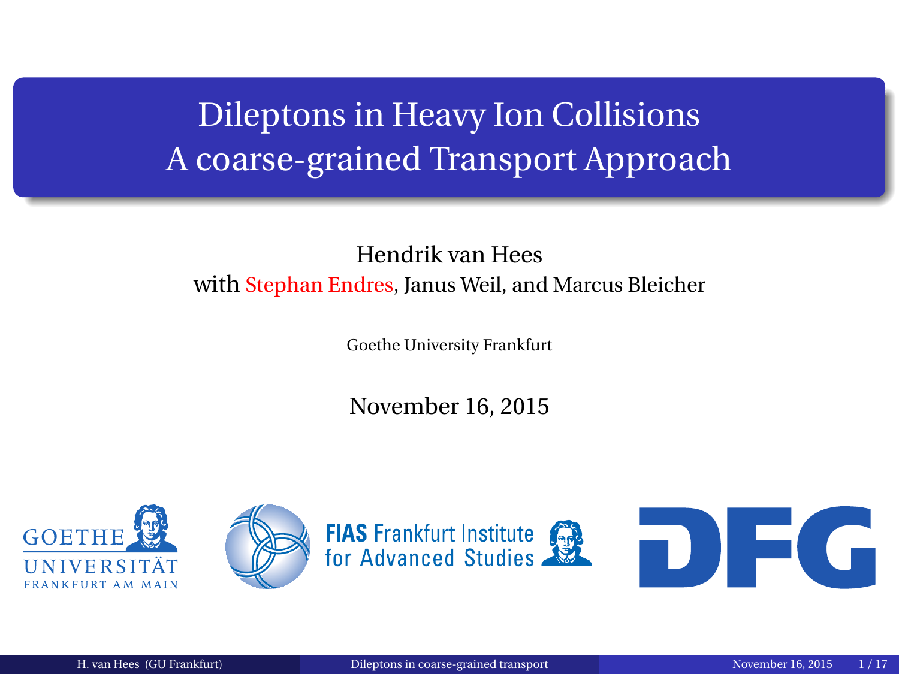# Dileptons in Heavy Ion Collisions
# A coarse-grained Transport Approach

Hendrik van Hees
with Stephan Endres, Janus Weil, and Marcus Bleicher

Goethe University Frankfurt

November 16, 2015

GOETHE UNIVERSITÄT FRANKFURT AM MAIN

FIAS Frankfurt Institute for Advanced Studies

DFG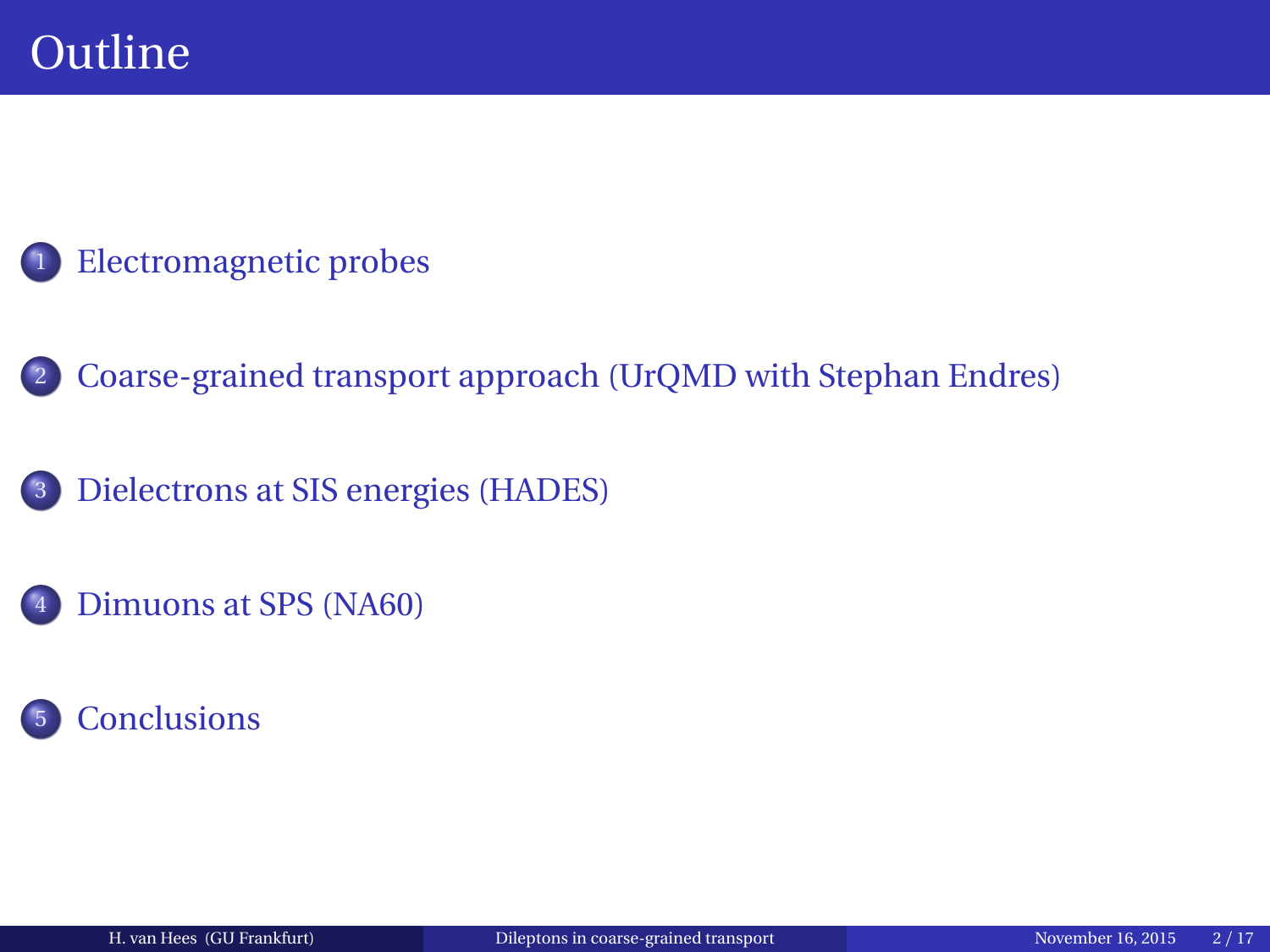# Outline

1. Electromagnetic probes
2. Coarse-grained transport approach (UrQMD with Stephan Endres)
3. Dielectrons at SIS energies (HADES)
4. Dimuons at SPS (NA60)
5. Conclusions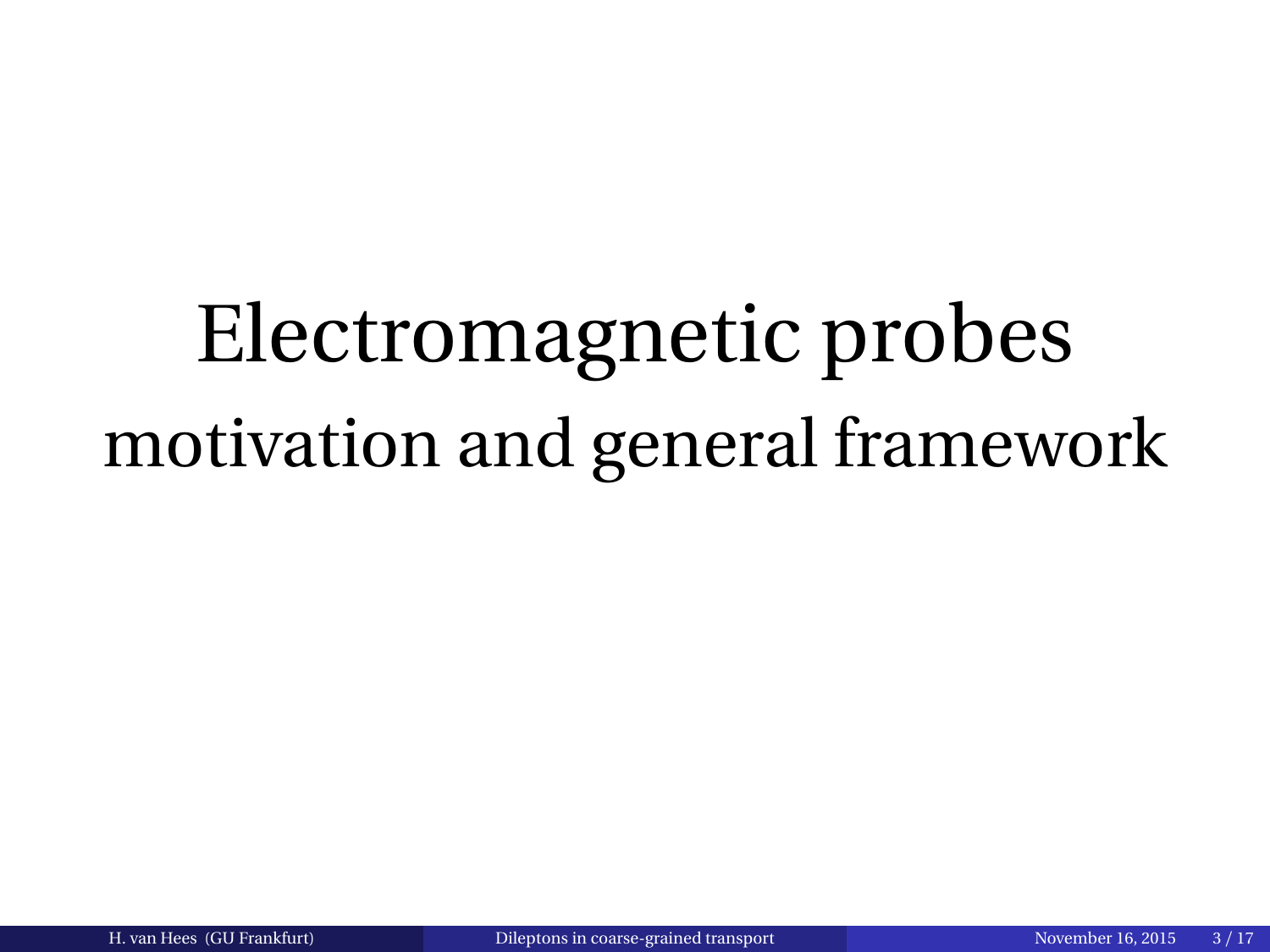# Electromagnetic probes

## motivation and general framework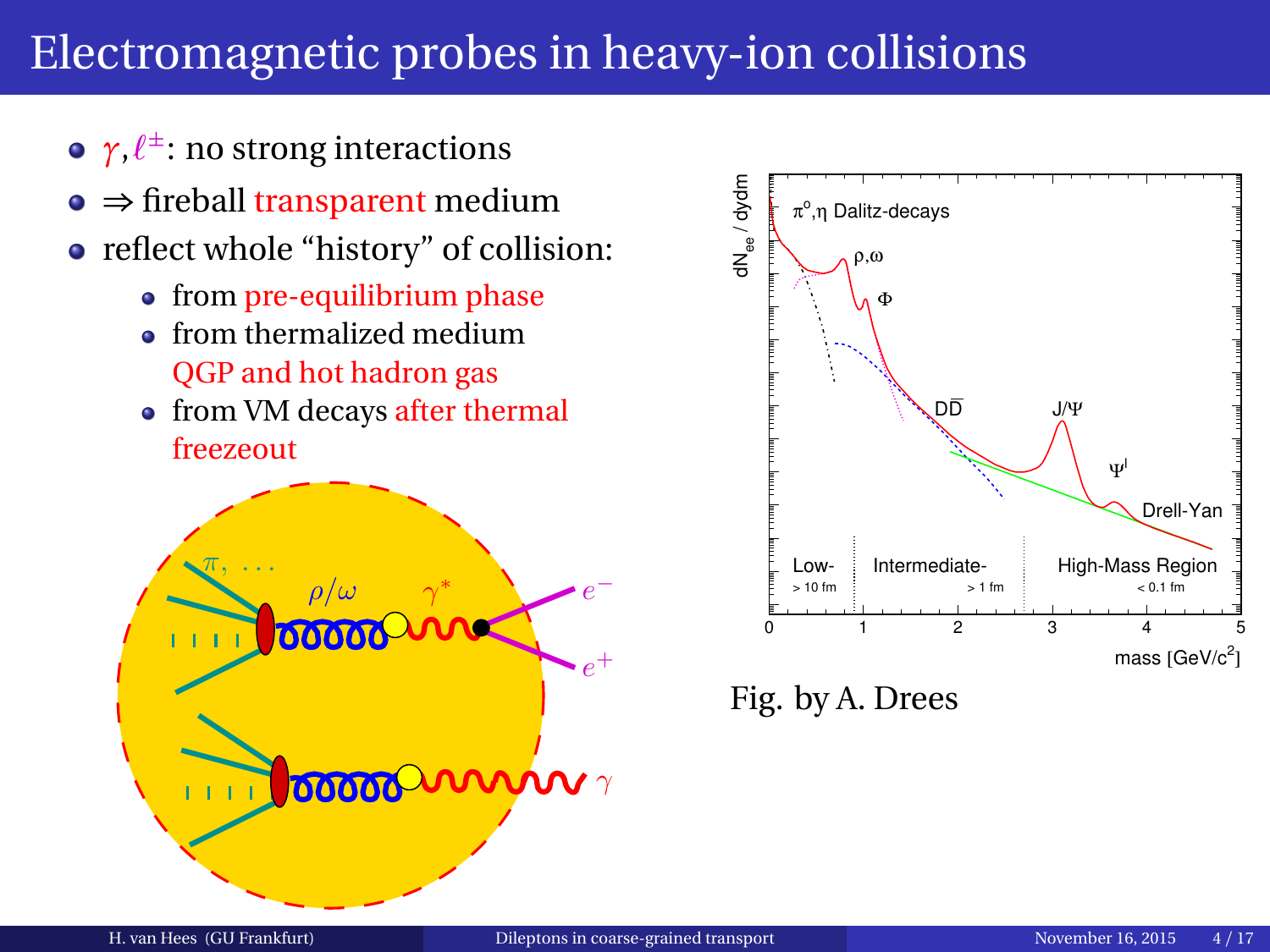# Electromagnetic probes in heavy-ion collisions

- $\gamma, \ell^{\pm}$: no strong interactions
- $\Rightarrow$ fireball transparent medium
- reflect whole "history" of collision:
  - from pre-equilibrium phase
  - from thermalized medium QGP and hot hadron gas
  - from VM decays after thermal freezeout

Fig. by A. Drees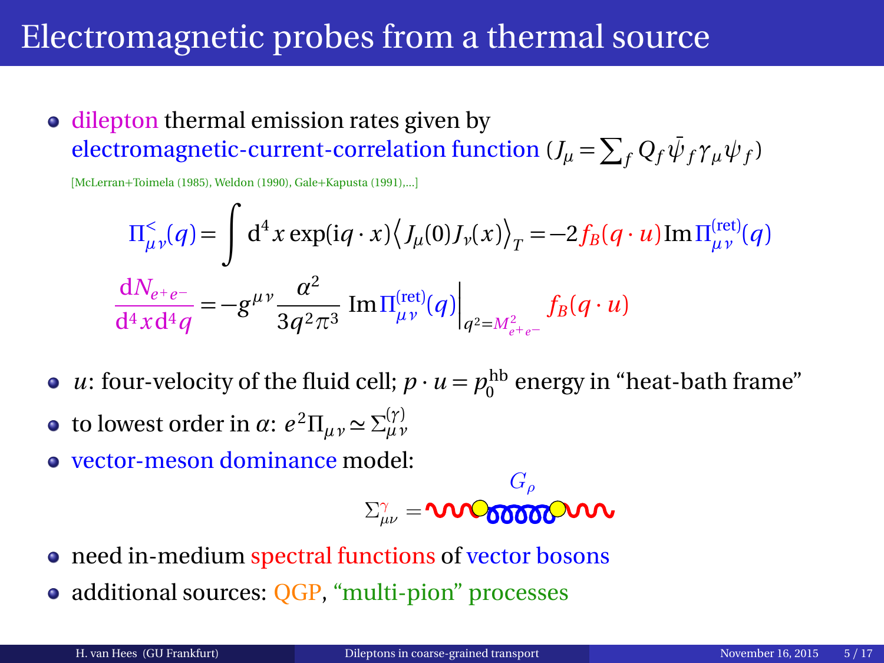# Electromagnetic probes from a thermal source

- dilepton thermal emission rates given by electromagnetic-current-correlation function ($J_\mu = \sum_f Q_f \bar{\psi}_f \gamma_\mu \psi_f$)

[McLerran+Toimela (1985), Weldon (1990), Gale+Kapusta (1991),...]

$$\Pi^{<}_{\mu\nu}(q) = \int \mathrm{d}^4 x \exp(\mathrm{i} q \cdot x) \left\langle J_\mu(0) J_\nu(x) \right\rangle_T = -2 f_B(q \cdot u) \operatorname{Im} \Pi^{(\text{ret})}_{\mu\nu}(q)$$

$$\frac{\mathrm{d}N_{e^+e^-}}{\mathrm{d}^4 x \mathrm{d}^4 q} = -g^{\mu\nu} \frac{\alpha^2}{3 q^2 \pi^3} \operatorname{Im} \Pi^{(\text{ret})}_{\mu\nu}(q) \bigg|_{q^2 = M^2_{e^+e^-}} f_B(q \cdot u)$$

- $u$: four-velocity of the fluid cell; $p \cdot u = p_0^{\text{hb}}$ energy in "heat-bath frame"
- to lowest order in $\alpha$: $e^2 \Pi_{\mu\nu} \simeq \Sigma^{(\gamma)}_{\mu\nu}$
- vector-meson dominance model:

$$\Sigma^{\gamma}_{\mu\nu} = \quad G_\rho$$

- need in-medium spectral functions of vector bosons
- additional sources: QGP, "multi-pion" processes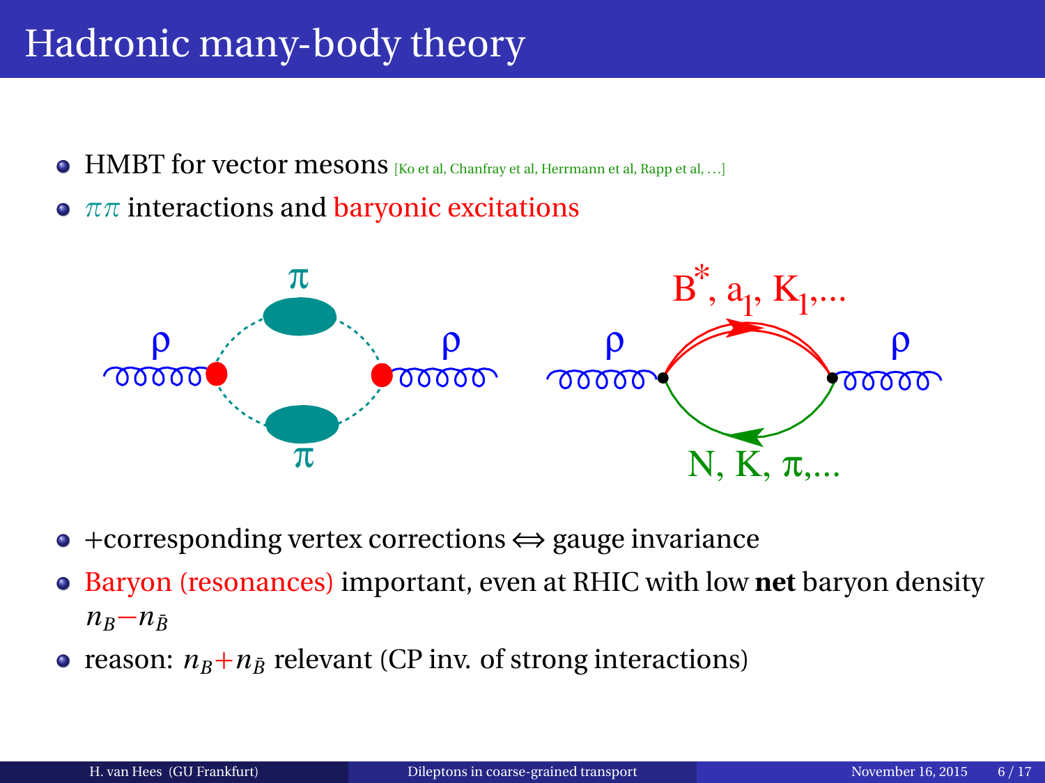# Hadronic many-body theory

- HMBT for vector mesons [Ko et al, Chanfray et al, Herrmann et al, Rapp et al, …]
- $\pi\pi$ interactions and baryonic excitations

- +corresponding vertex corrections $\Leftrightarrow$ gauge invariance
- Baryon (resonances) important, even at RHIC with low **net** baryon density $n_B - n_{\bar{B}}$
- reason: $n_B + n_{\bar{B}}$ relevant (CP inv. of strong interactions)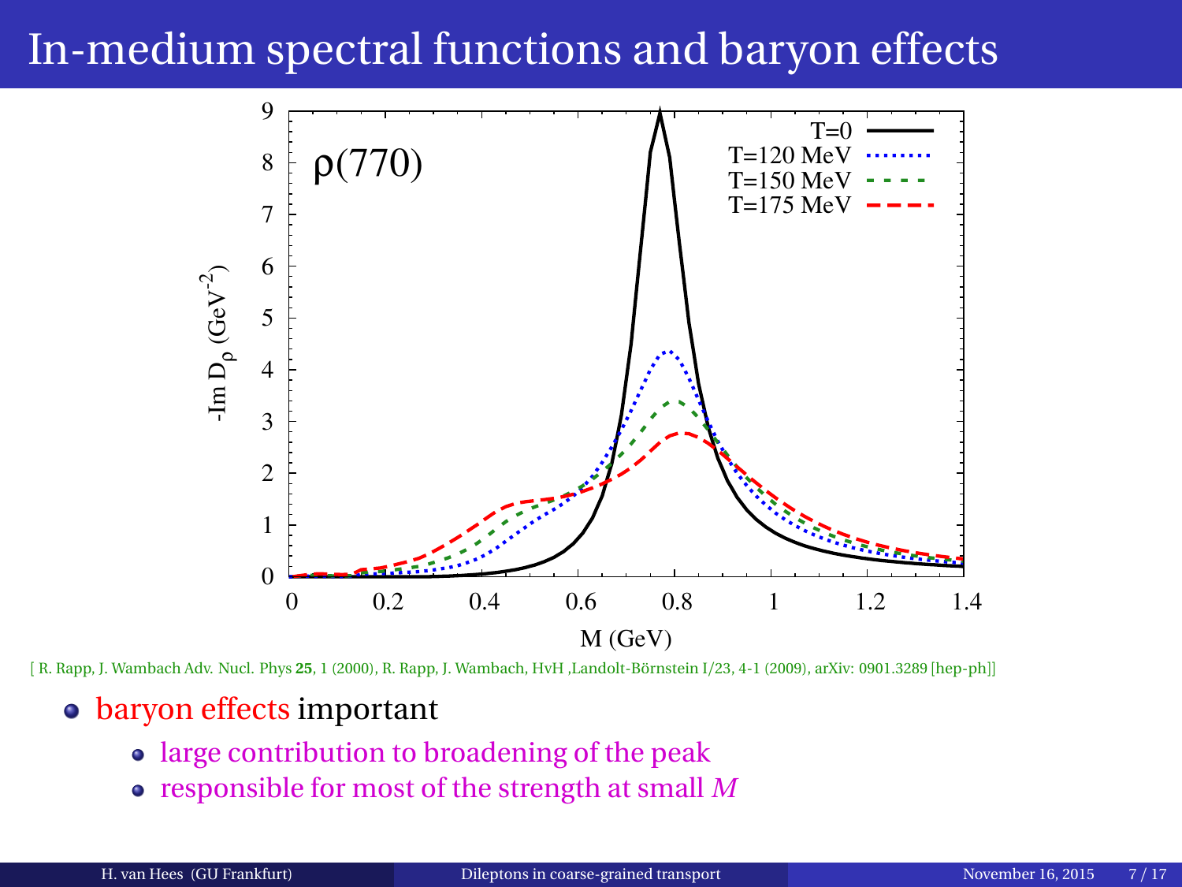# In-medium spectral functions and baryon effects

[ R. Rapp, J. Wambach Adv. Nucl. Phys **25**, 1 (2000), R. Rapp, J. Wambach, HvH ,Landolt-Börnstein I/23, 4-1 (2009), arXiv: 0901.3289 [hep-ph]]

- baryon effects important
  - large contribution to broadening of the peak
  - responsible for most of the strength at small $M$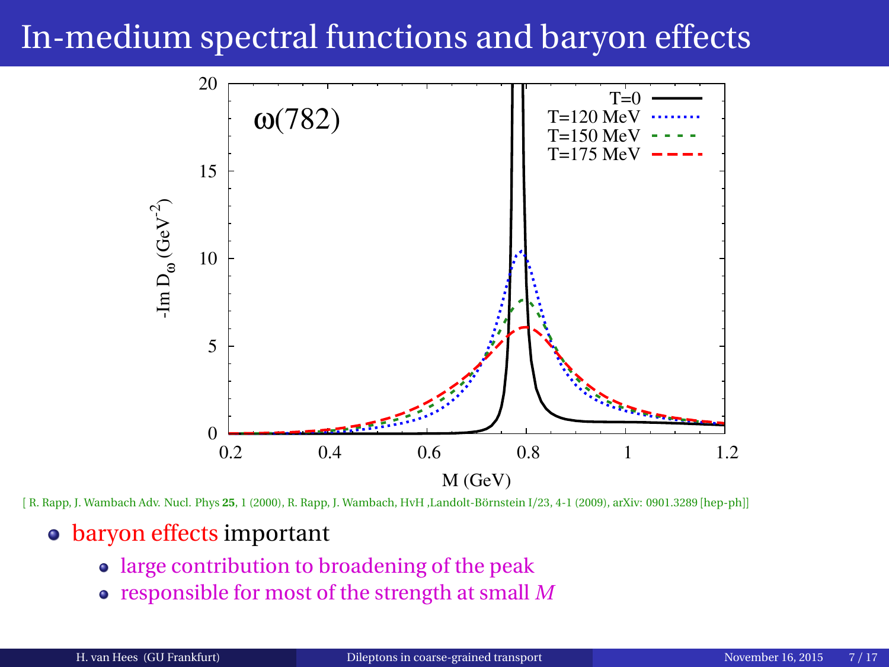# In-medium spectral functions and baryon effects

[ R. Rapp, J. Wambach Adv. Nucl. Phys **25**, 1 (2000), R. Rapp, J. Wambach, HvH ,Landolt-Börnstein I/23, 4-1 (2009), arXiv: 0901.3289 [hep-ph]]

- baryon effects important
  - large contribution to broadening of the peak
  - responsible for most of the strength at small $M$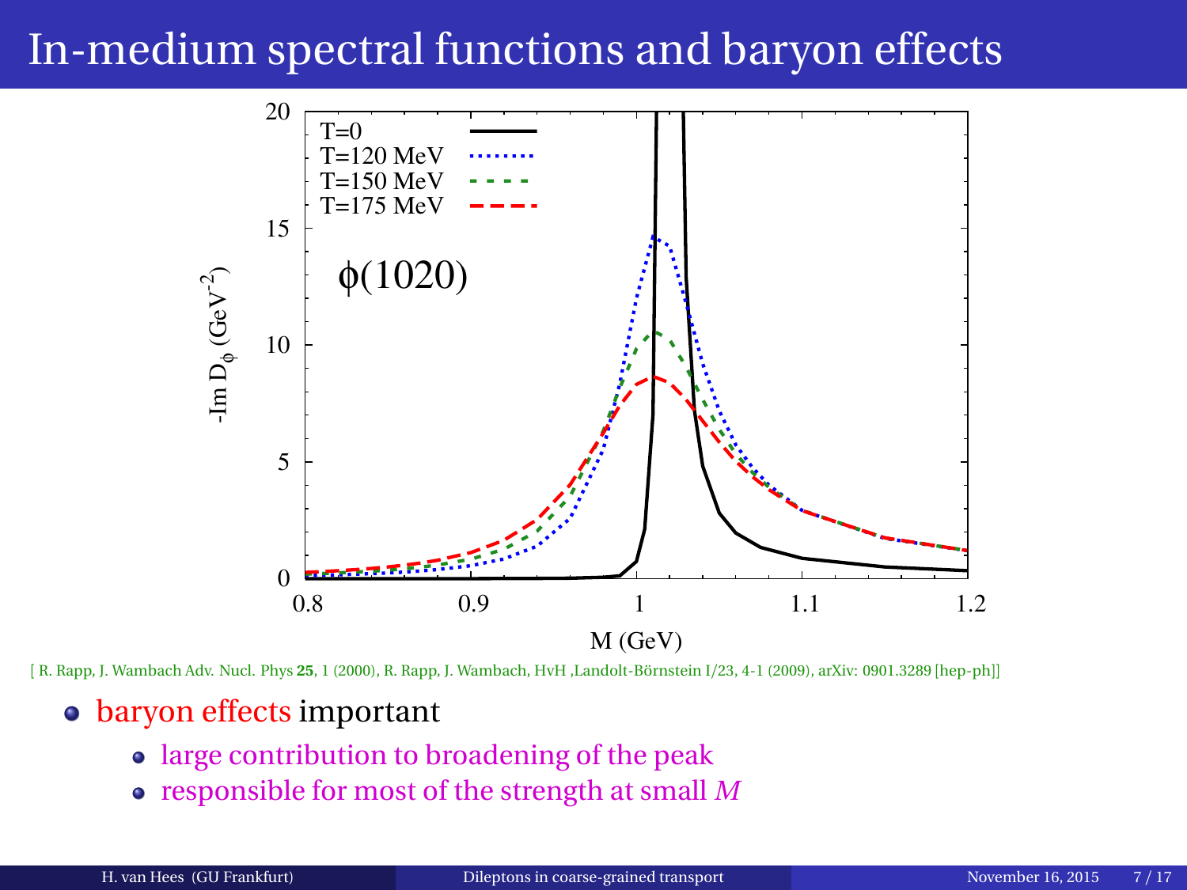# In-medium spectral functions and baryon effects

[ R. Rapp, J. Wambach Adv. Nucl. Phys **25**, 1 (2000), R. Rapp, J. Wambach, HvH ,Landolt-Börnstein I/23, 4-1 (2009), arXiv: 0901.3289 [hep-ph]]

- baryon effects important
  - large contribution to broadening of the peak
  - responsible for most of the strength at small $M$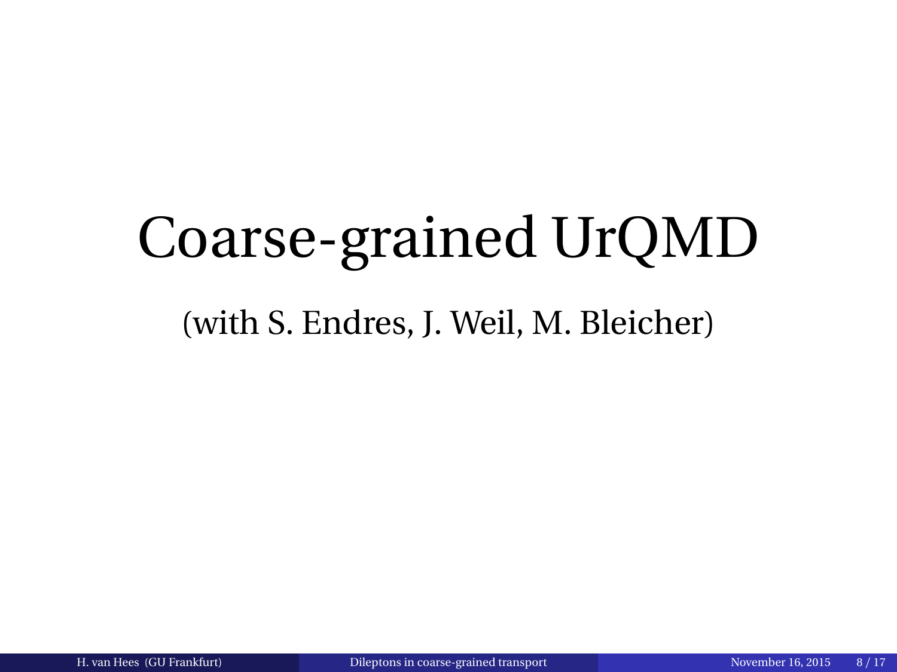# Coarse-grained UrQMD

(with S. Endres, J. Weil, M. Bleicher)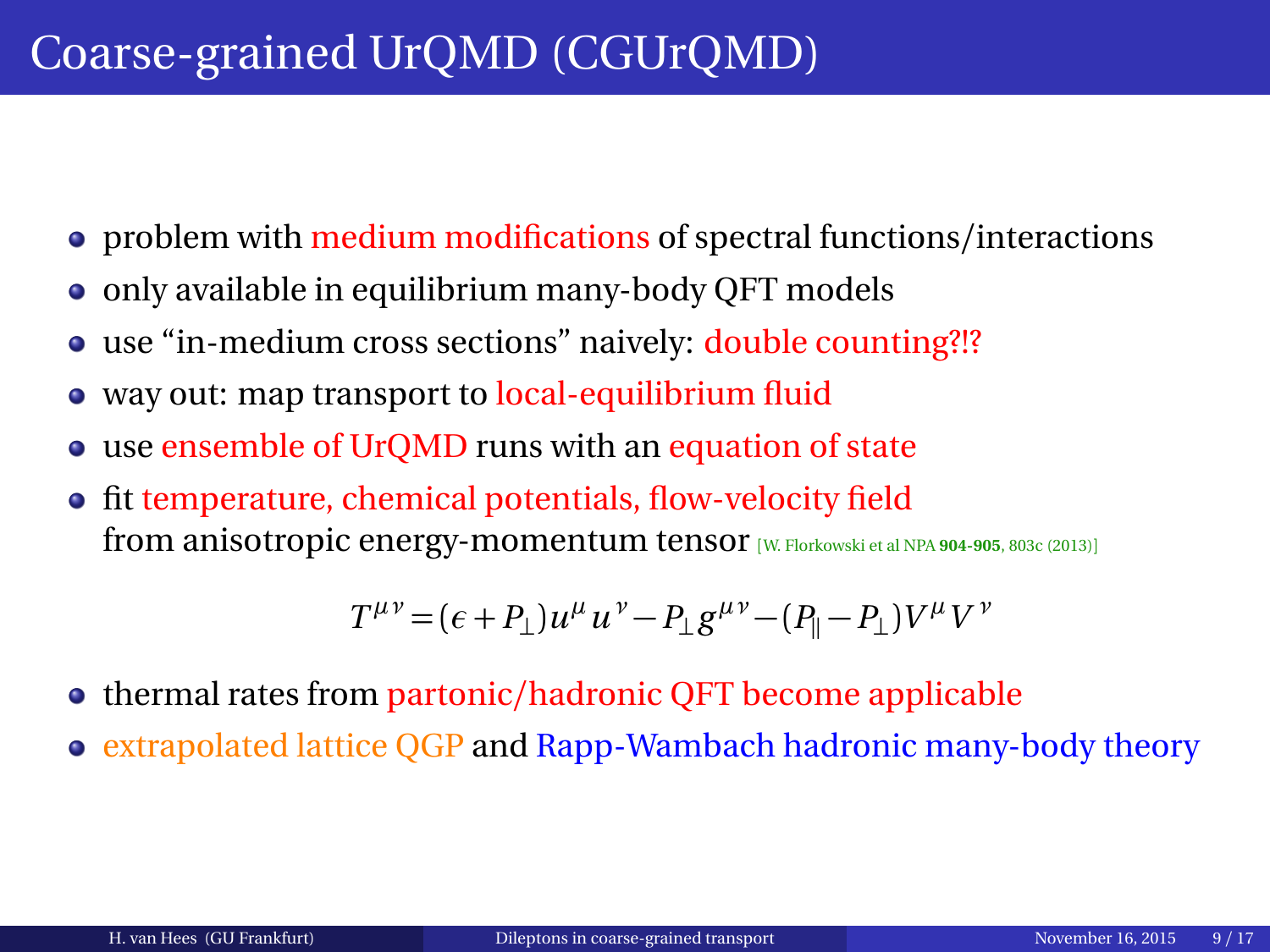# Coarse-grained UrQMD (CGUrQMD)

- problem with medium modifications of spectral functions/interactions
- only available in equilibrium many-body QFT models
- use "in-medium cross sections" naively: double counting?!?
- way out: map transport to local-equilibrium fluid
- use ensemble of UrQMD runs with an equation of state
- fit temperature, chemical potentials, flow-velocity field from anisotropic energy-momentum tensor [W. Florkowski et al NPA **904-905**, 803c (2013)]

$$T^{\mu\nu} = (\epsilon + P_\perp) u^\mu u^\nu - P_\perp g^{\mu\nu} - (P_\parallel - P_\perp) V^\mu V^\nu$$

- thermal rates from partonic/hadronic QFT become applicable
- extrapolated lattice QGP and Rapp-Wambach hadronic many-body theory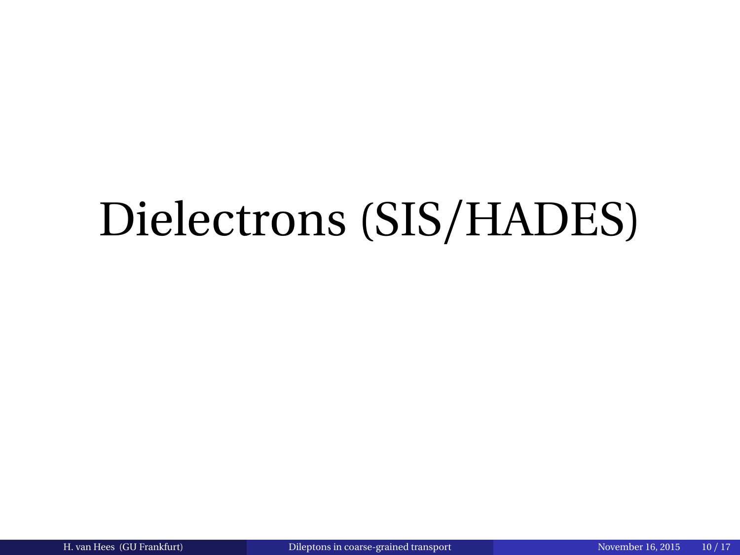# Dielectrons (SIS/HADES)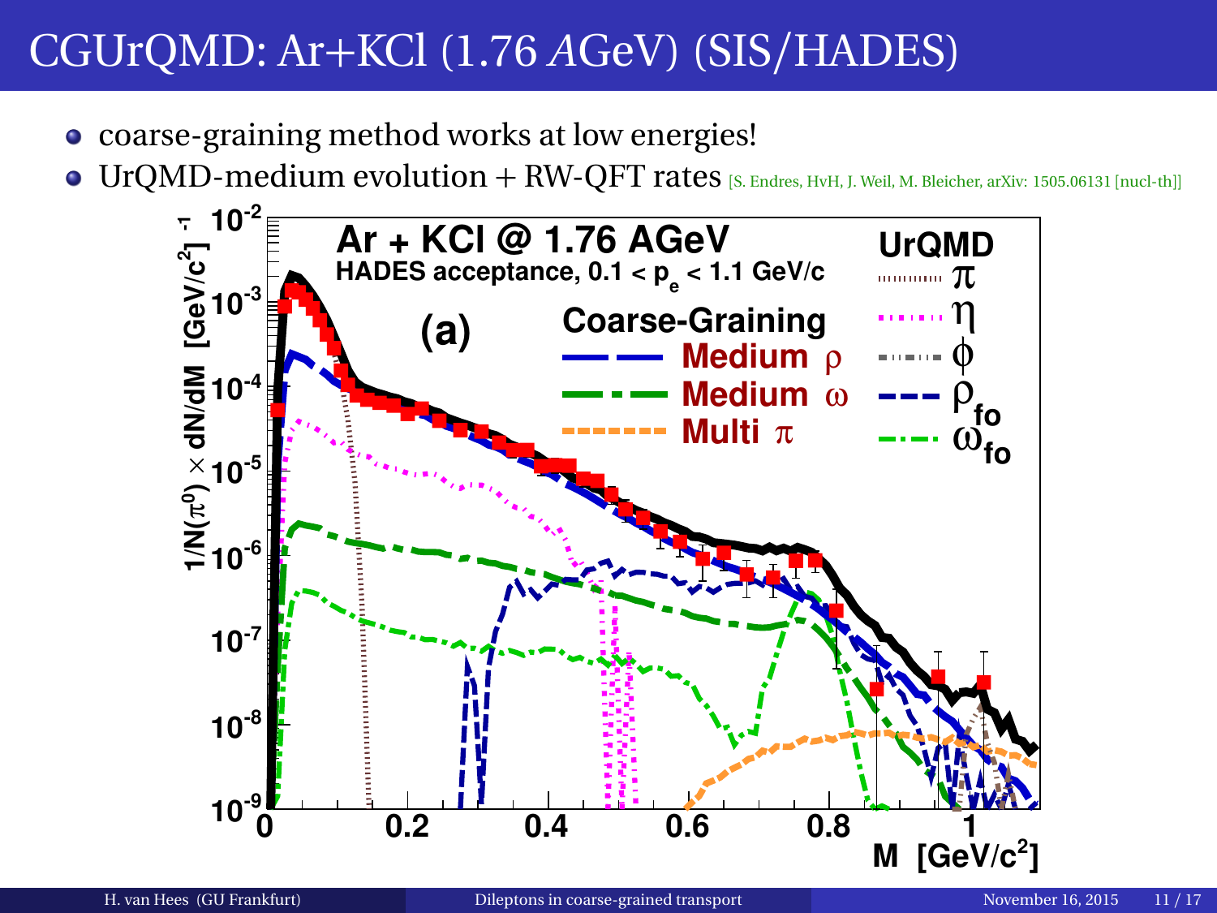# CGUrQMD: Ar+KCl (1.76 *A*GeV) (SIS/HADES)

- coarse-graining method works at low energies!
- UrQMD-medium evolution + RW-QFT rates [S. Endres, HvH, J. Weil, M. Bleicher, arXiv: 1505.06131 [nucl-th]]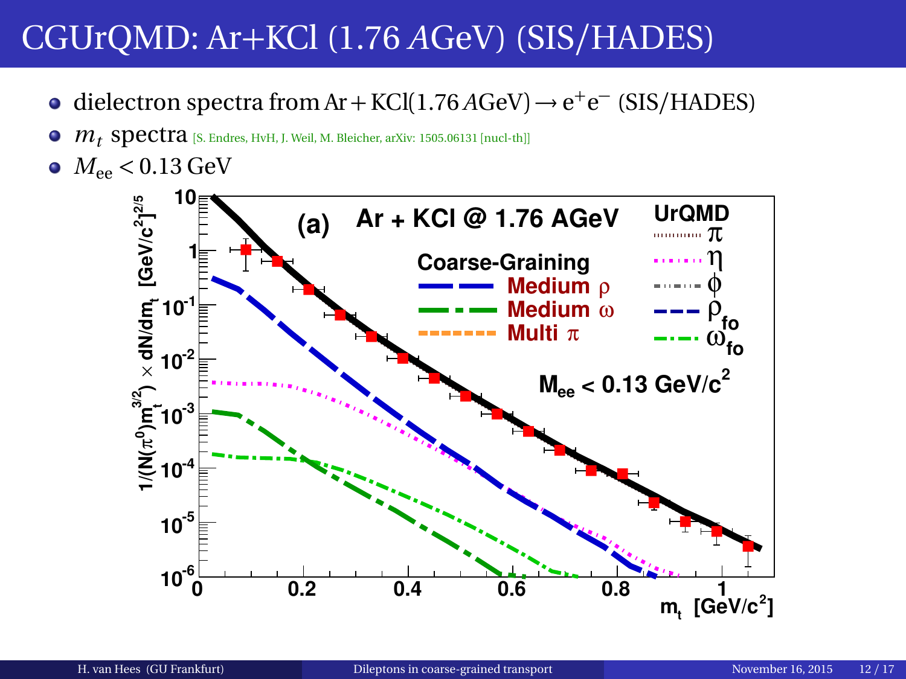# CGUrQMD: Ar+KCl (1.76 *A*GeV) (SIS/HADES)

- dielectron spectra from $\text{Ar} + \text{KCl}(1.76\,A\text{GeV}) \rightarrow e^+e^-$ (SIS/HADES)
- $m_t$ spectra [S. Endres, HvH, J. Weil, M. Bleicher, arXiv: 1505.06131 [nucl-th]]
- $M_{\text{ee}} < 0.13\,\text{GeV}$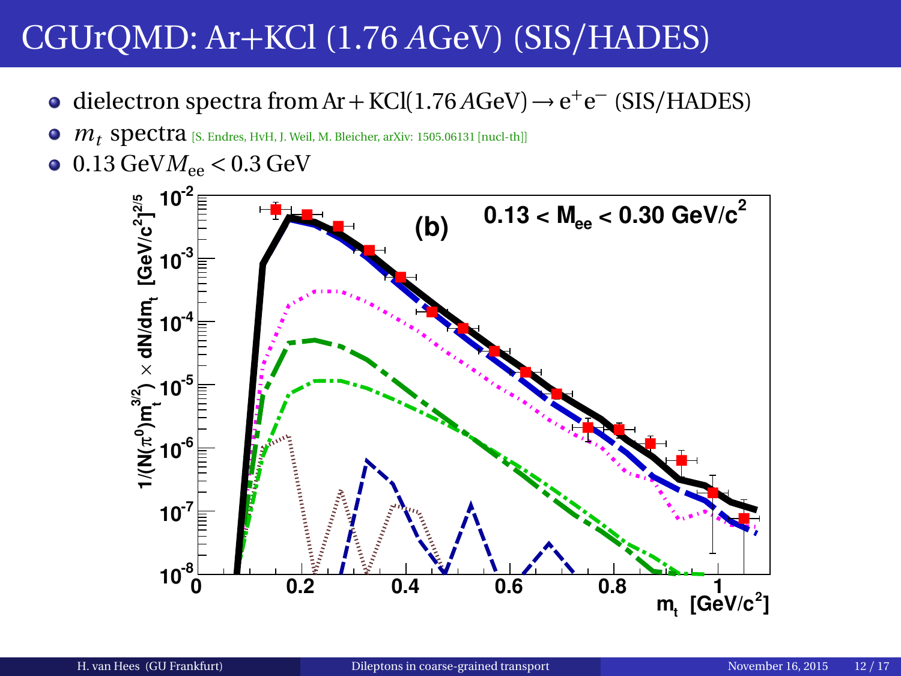# CGUrQMD: Ar+KCl (1.76 *A*GeV) (SIS/HADES)

- dielectron spectra from $\text{Ar} + \text{KCl}(1.76\,A\text{GeV}) \rightarrow e^+e^-$ (SIS/HADES)
- $m_t$ spectra [S. Endres, HvH, J. Weil, M. Bleicher, arXiv: 1505.06131 [nucl-th]]
- $0.13\,\text{GeV} M_{ee} < 0.3\,\text{GeV}$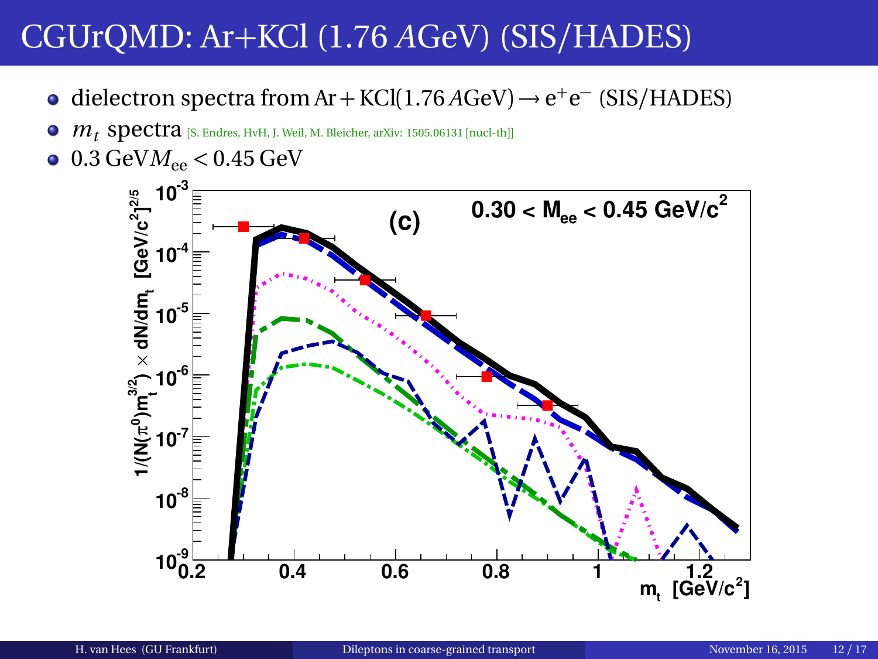# CGUrQMD: Ar+KCl (1.76 *A*GeV) (SIS/HADES)

- dielectron spectra from $\mathrm{Ar} + \mathrm{KCl}(1.76\,A\mathrm{GeV}) \rightarrow \mathrm{e}^+\mathrm{e}^-$ (SIS/HADES)
- $m_t$ spectra [S. Endres, HvH, J. Weil, M. Bleicher, arXiv: 1505.06131 [nucl-th]]
- $0.3\,\mathrm{GeV} M_{\mathrm{ee}} < 0.45\,\mathrm{GeV}$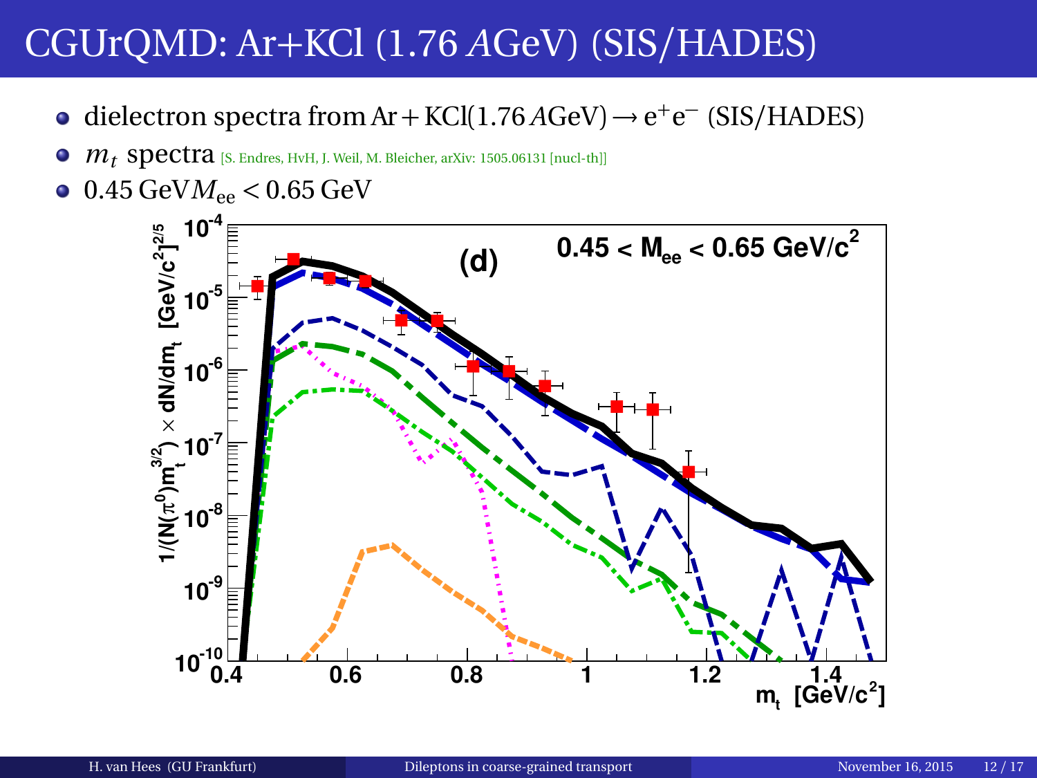# CGUrQMD: Ar+KCl (1.76 *A*GeV) (SIS/HADES)

- dielectron spectra from $\mathrm{Ar}+\mathrm{KCl}(1.76\,A\mathrm{GeV}) \rightarrow \mathrm{e}^+\mathrm{e}^-$ (SIS/HADES)
- $m_t$ spectra [S. Endres, HvH, J. Weil, M. Bleicher, arXiv: 1505.06131 [nucl-th]]
- $0.45\,\mathrm{GeV} M_{\mathrm{ee}} < 0.65\,\mathrm{GeV}$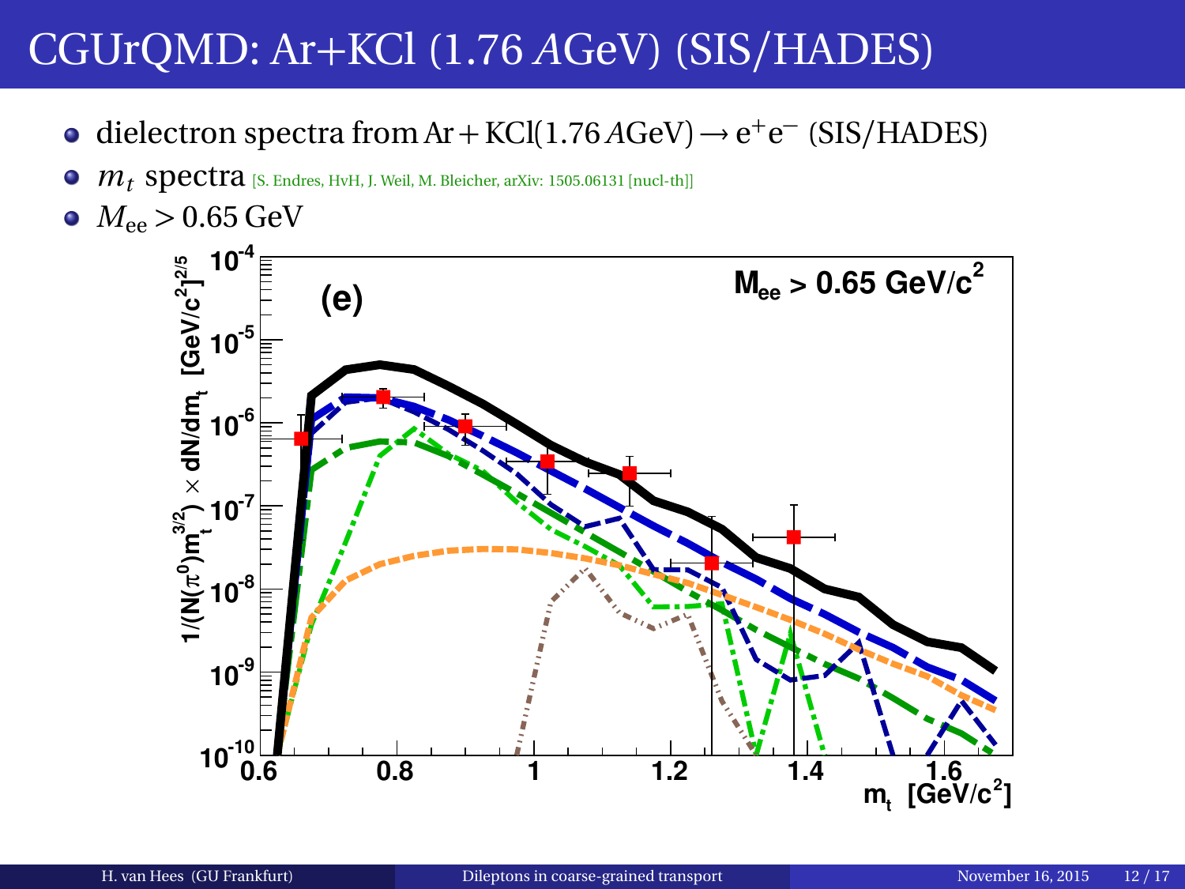# CGUrQMD: Ar+KCl (1.76 $A$GeV) (SIS/HADES)

- dielectron spectra from $\mathrm{Ar} + \mathrm{KCl}(1.76\,A\mathrm{GeV}) \rightarrow \mathrm{e}^{+}\mathrm{e}^{-}$ (SIS/HADES)
- $m_t$ spectra [S. Endres, HvH, J. Weil, M. Bleicher, arXiv: 1505.06131 [nucl-th]]
- $M_{\mathrm{ee}} > 0.65\,\mathrm{GeV}$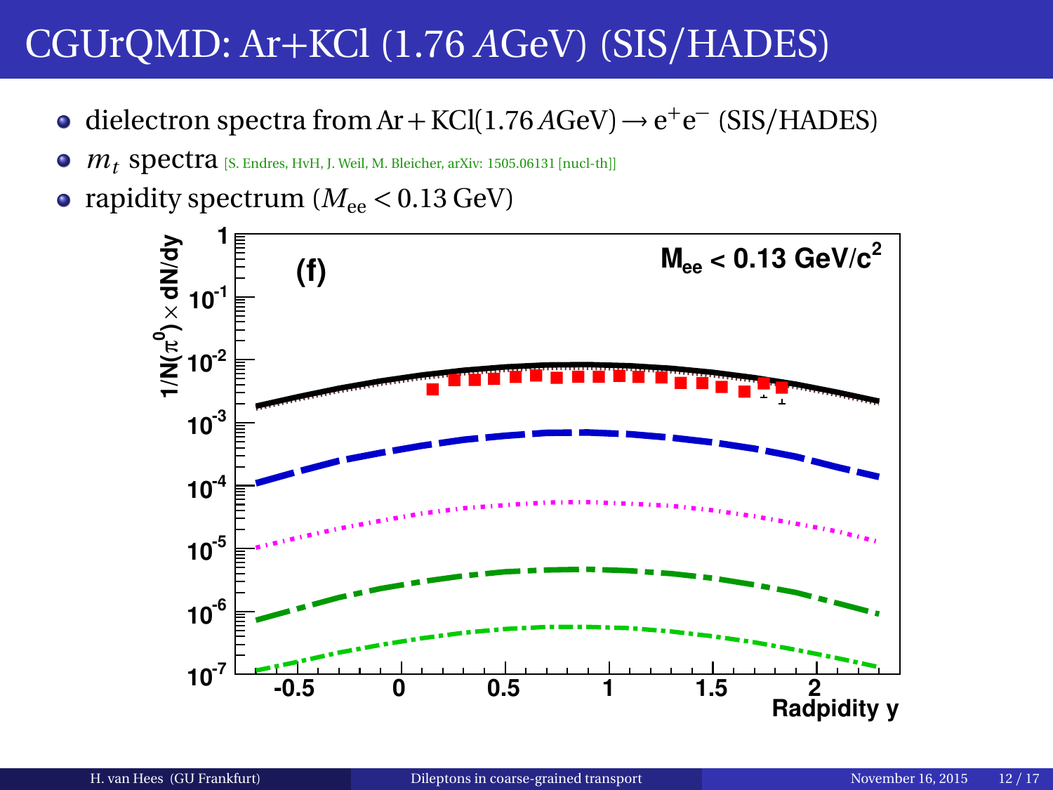# CGUrQMD: Ar+KCl (1.76 *A*GeV) (SIS/HADES)

- dielectron spectra from Ar + KCl(1.76 *A*GeV) $\rightarrow e^+e^-$ (SIS/HADES)
- $m_t$ spectra [S. Endres, HvH, J. Weil, M. Bleicher, arXiv: 1505.06131 [nucl-th]]
- rapidity spectrum ($M_{ee} < 0.13$ GeV)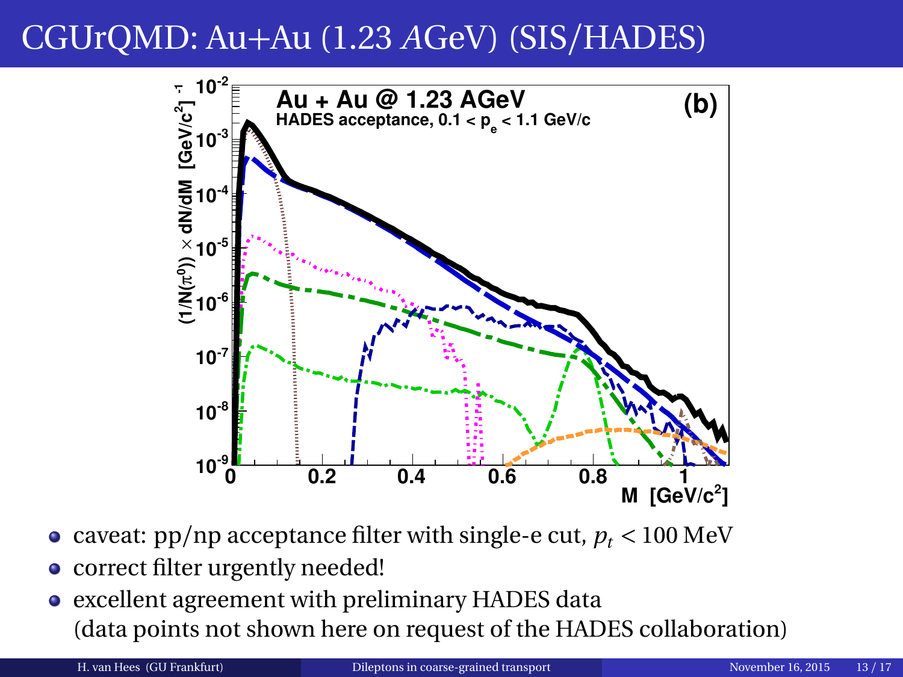# CGUrQMD: Au+Au (1.23 *A*GeV) (SIS/HADES)

- caveat: pp/np acceptance filter with single-e cut, $p_t < 100$ MeV
- correct filter urgently needed!
- excellent agreement with preliminary HADES data (data points not shown here on request of the HADES collaboration)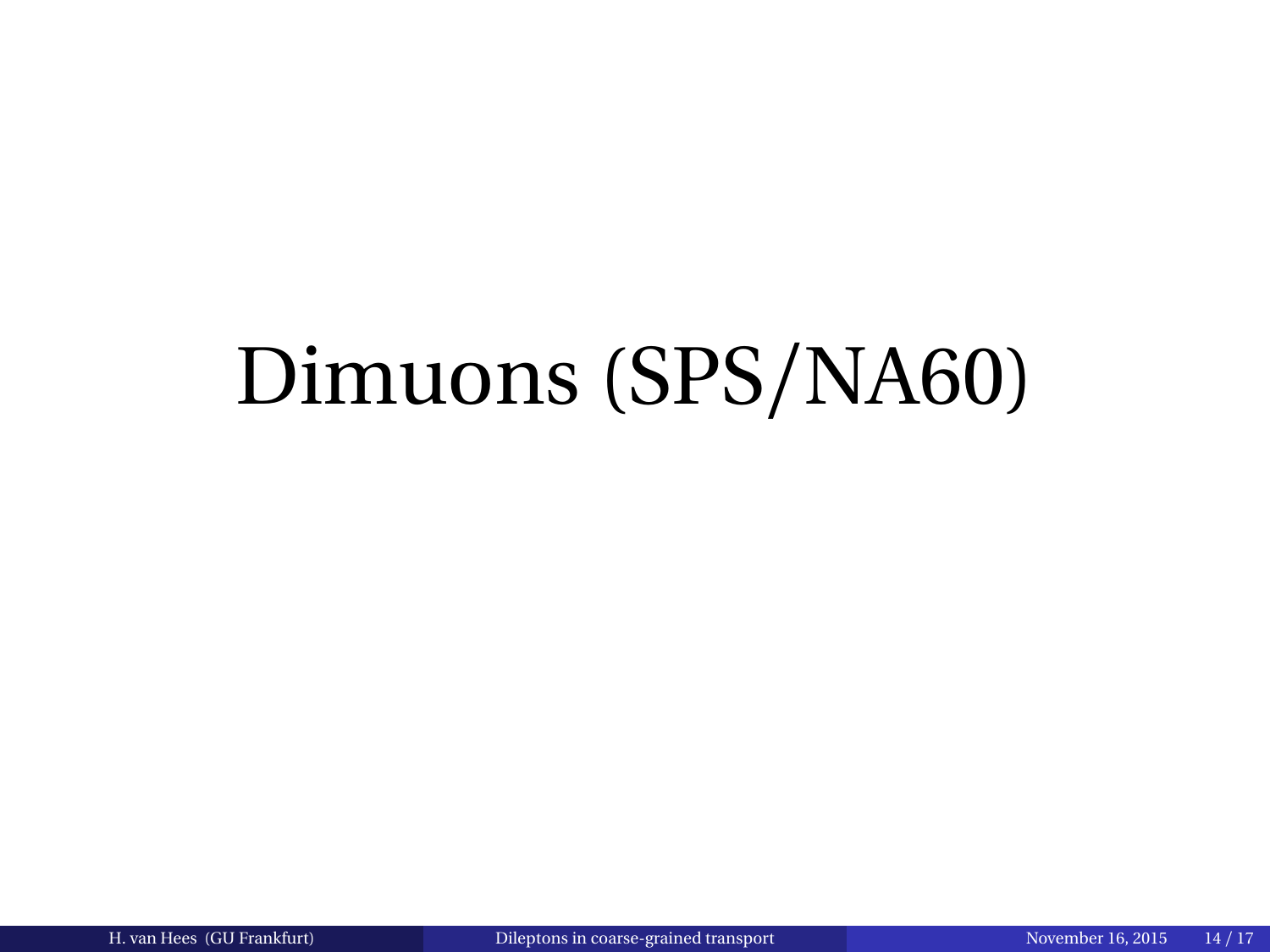# Dimuons (SPS/NA60)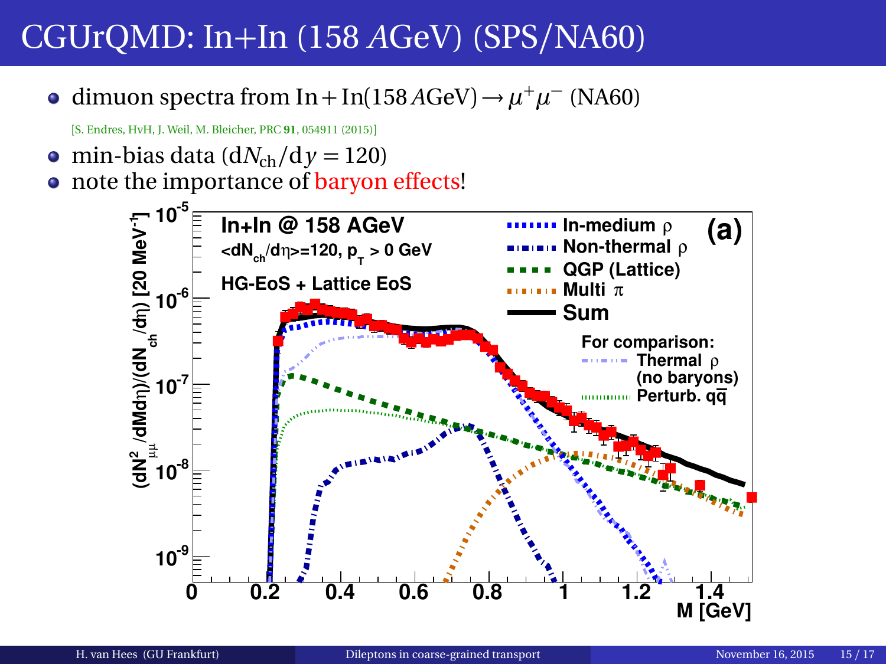# CGUrQMD: In+In (158 $A$GeV) (SPS/NA60)

- dimuon spectra from $\mathrm{In}+\mathrm{In}(158\,A\mathrm{GeV}) \rightarrow \mu^+\mu^-$ (NA60)

  [S. Endres, HvH, J. Weil, M. Bleicher, PRC **91**, 054911 (2015)]

- min-bias data ($\mathrm{d}N_{\mathrm{ch}}/\mathrm{d}y = 120$)
- note the importance of baryon effects!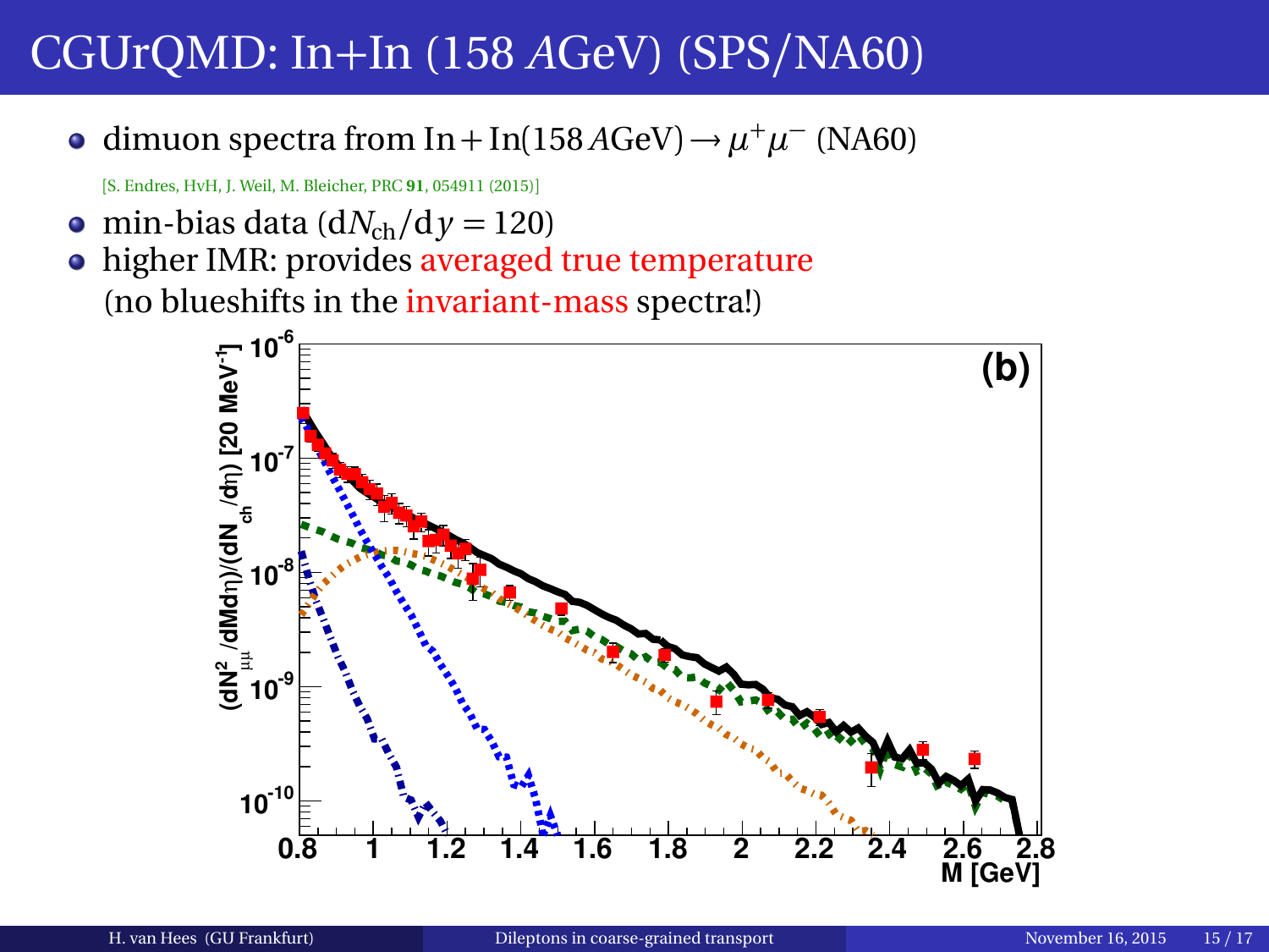# CGUrQMD: In+In (158 *A*GeV) (SPS/NA60)

- dimuon spectra from $\mathrm{In}+\mathrm{In}(158\,A\mathrm{GeV}) \rightarrow \mu^+\mu^-$ (NA60)

  [S. Endres, HvH, J. Weil, M. Bleicher, PRC **91**, 054911 (2015)]

- min-bias data ($\mathrm{d}N_{\mathrm{ch}}/\mathrm{d}y = 120$)
- higher IMR: provides averaged true temperature
  (no blueshifts in the invariant-mass spectra!)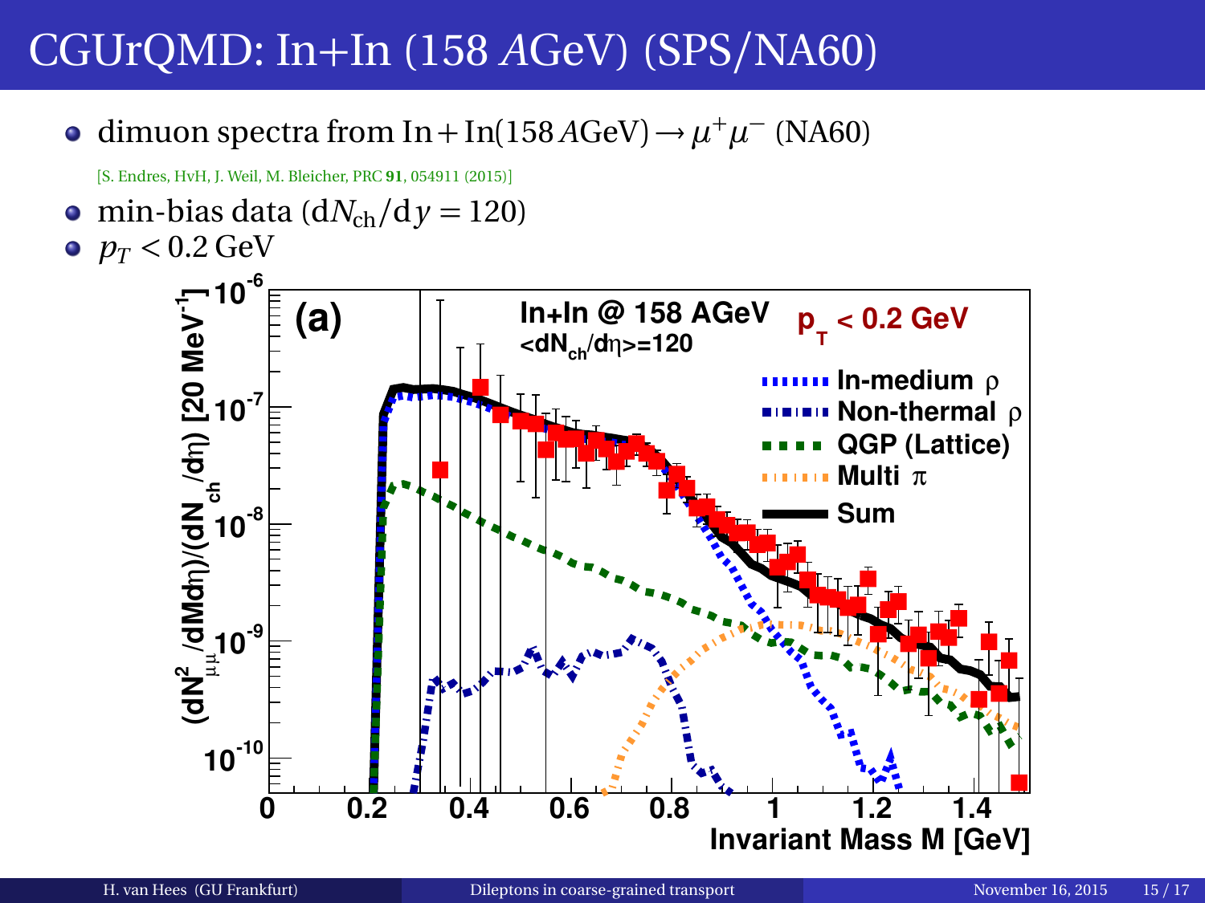# CGUrQMD: In+In (158 *A*GeV) (SPS/NA60)

- dimuon spectra from $\mathrm{In}+\mathrm{In}(158\,A\mathrm{GeV}) \rightarrow \mu^+\mu^-$ (NA60)

  [S. Endres, HvH, J. Weil, M. Bleicher, PRC **91**, 054911 (2015)]

- min-bias data ($\mathrm{d}N_{\mathrm{ch}}/\mathrm{d}y = 120$)
- $p_T < 0.2\,\mathrm{GeV}$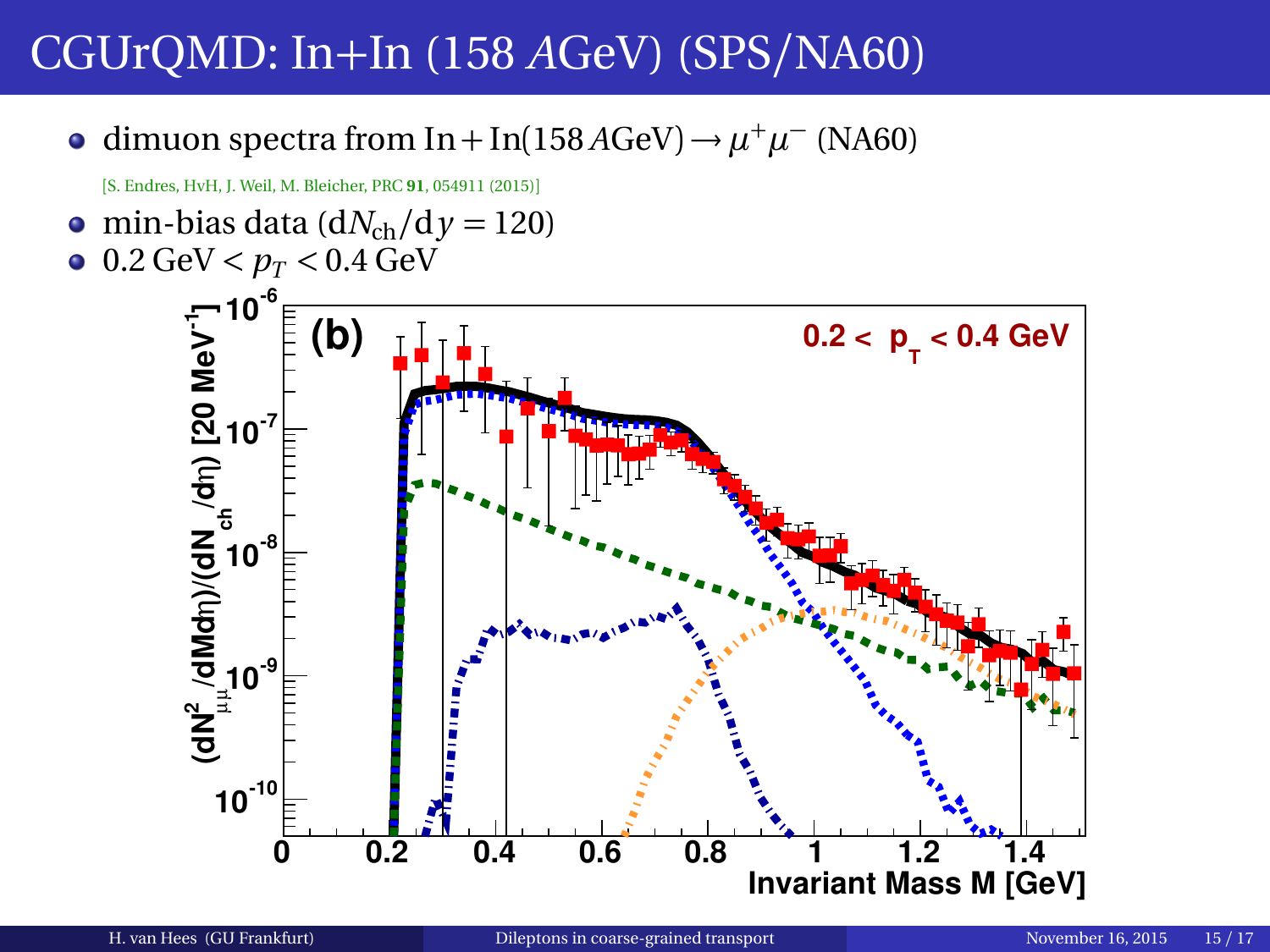# CGUrQMD: In+In (158 $A$GeV) (SPS/NA60)

- dimuon spectra from $\mathrm{In} + \mathrm{In}(158\,A\mathrm{GeV}) \rightarrow \mu^+\mu^-$ (NA60)

  [S. Endres, HvH, J. Weil, M. Bleicher, PRC **91**, 054911 (2015)]

- min-bias data ($\mathrm{d}N_{\mathrm{ch}}/\mathrm{d}y = 120$)
- $0.2\,\mathrm{GeV} < p_T < 0.4\,\mathrm{GeV}$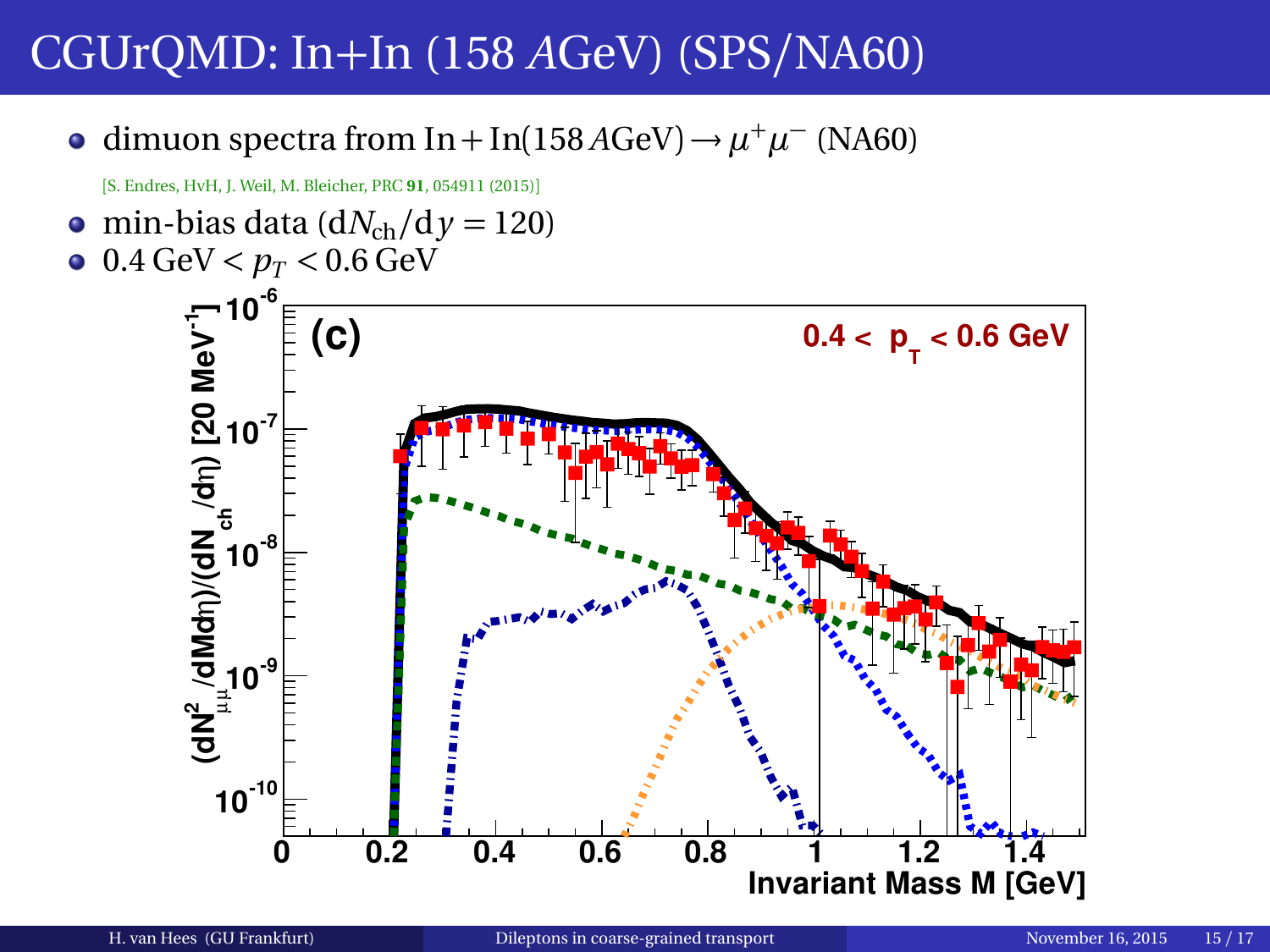# CGUrQMD: In+In (158 $A$GeV) (SPS/NA60)

- dimuon spectra from $\text{In}+\text{In}(158\,A\text{GeV}) \rightarrow \mu^+\mu^-$ (NA60)

  [S. Endres, HvH, J. Weil, M. Bleicher, PRC **91**, 054911 (2015)]

- min-bias data ($\mathrm{d}N_{\text{ch}}/\mathrm{d}y = 120$)
- $0.4\,\text{GeV} < p_T < 0.6\,\text{GeV}$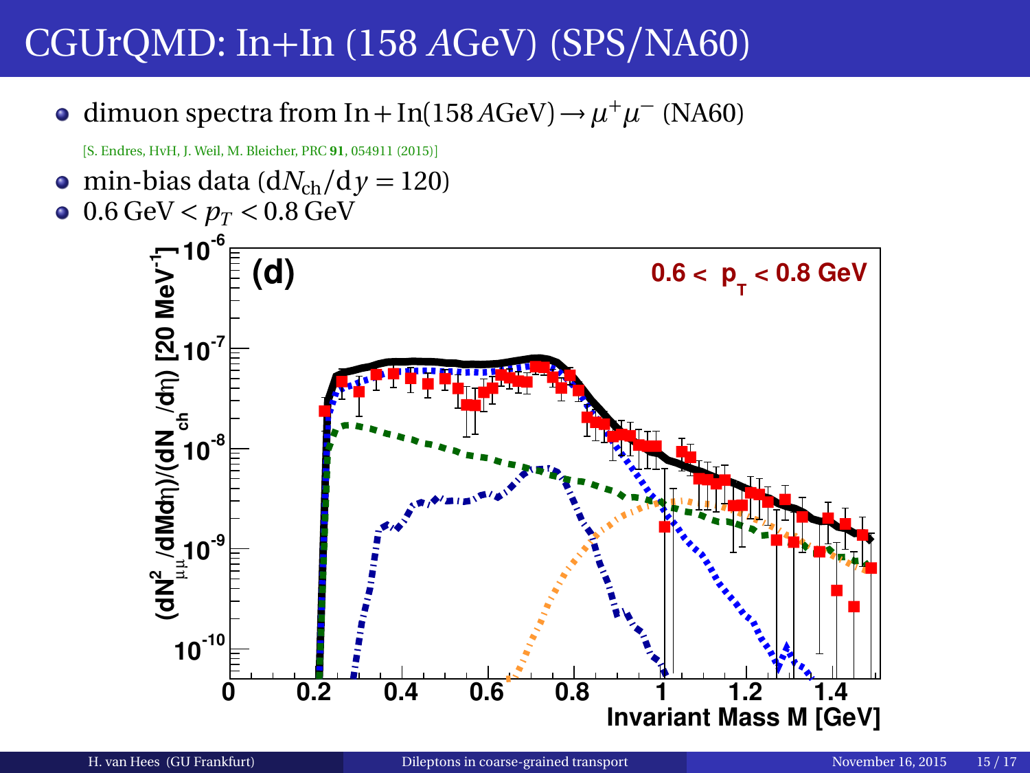# CGUrQMD: In+In (158 $A$GeV) (SPS/NA60)

- dimuon spectra from $\mathrm{In} + \mathrm{In}(158\,A\mathrm{GeV}) \rightarrow \mu^+\mu^-$ (NA60)

  [S. Endres, HvH, J. Weil, M. Bleicher, PRC **91**, 054911 (2015)]

- min-bias data ($\mathrm{d}N_{\mathrm{ch}}/\mathrm{d}y = 120$)
- $0.6\,\mathrm{GeV} < p_T < 0.8\,\mathrm{GeV}$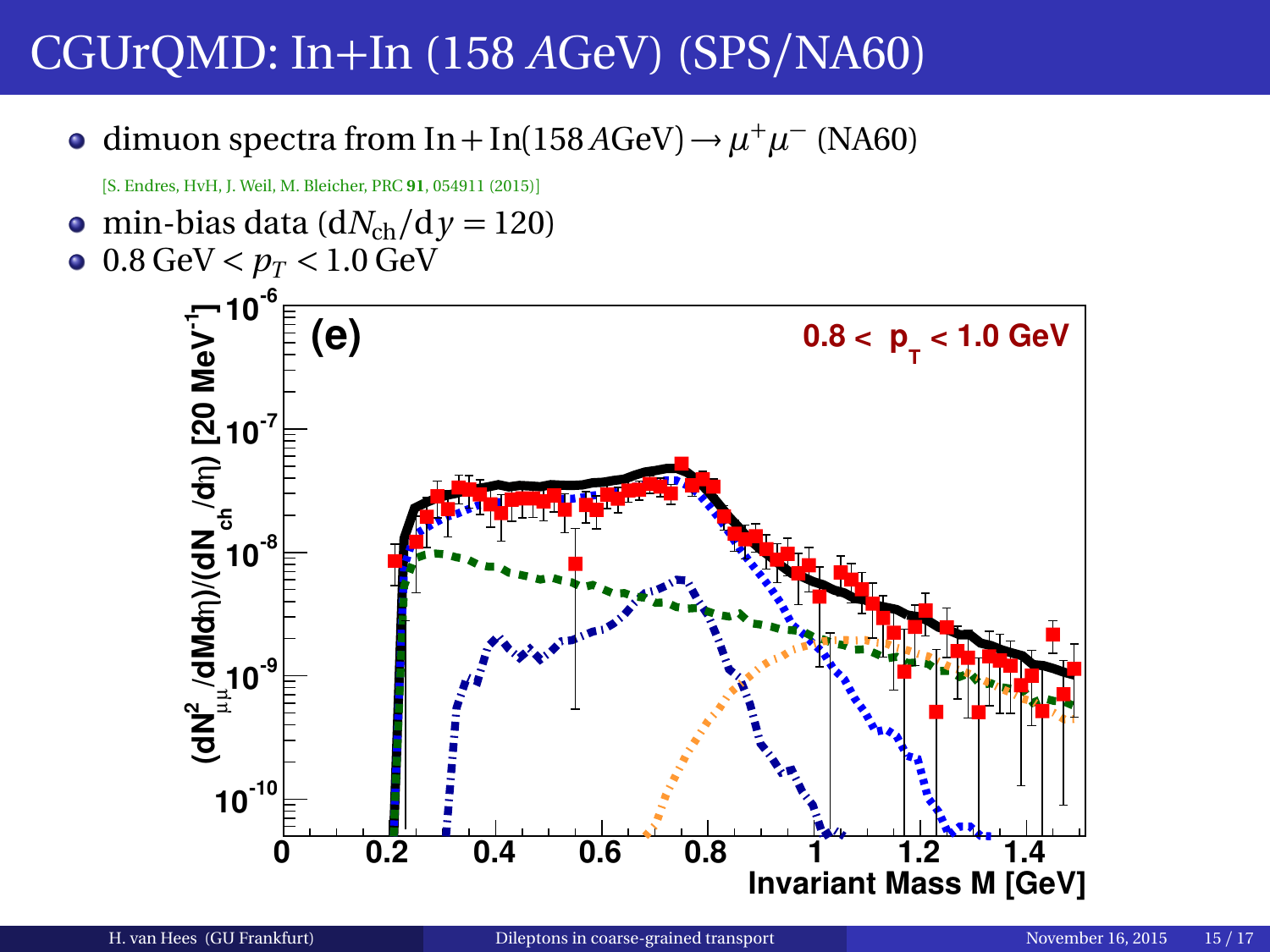# CGUrQMD: In+In (158 *A*GeV) (SPS/NA60)

- dimuon spectra from $\mathrm{In}+\mathrm{In}(158\,A\mathrm{GeV}) \rightarrow \mu^+\mu^-$ (NA60)

  [S. Endres, HvH, J. Weil, M. Bleicher, PRC **91**, 054911 (2015)]

- min-bias data ($\mathrm{d}N_{\mathrm{ch}}/\mathrm{d}y = 120$)
- $0.8\,\mathrm{GeV} < p_T < 1.0\,\mathrm{GeV}$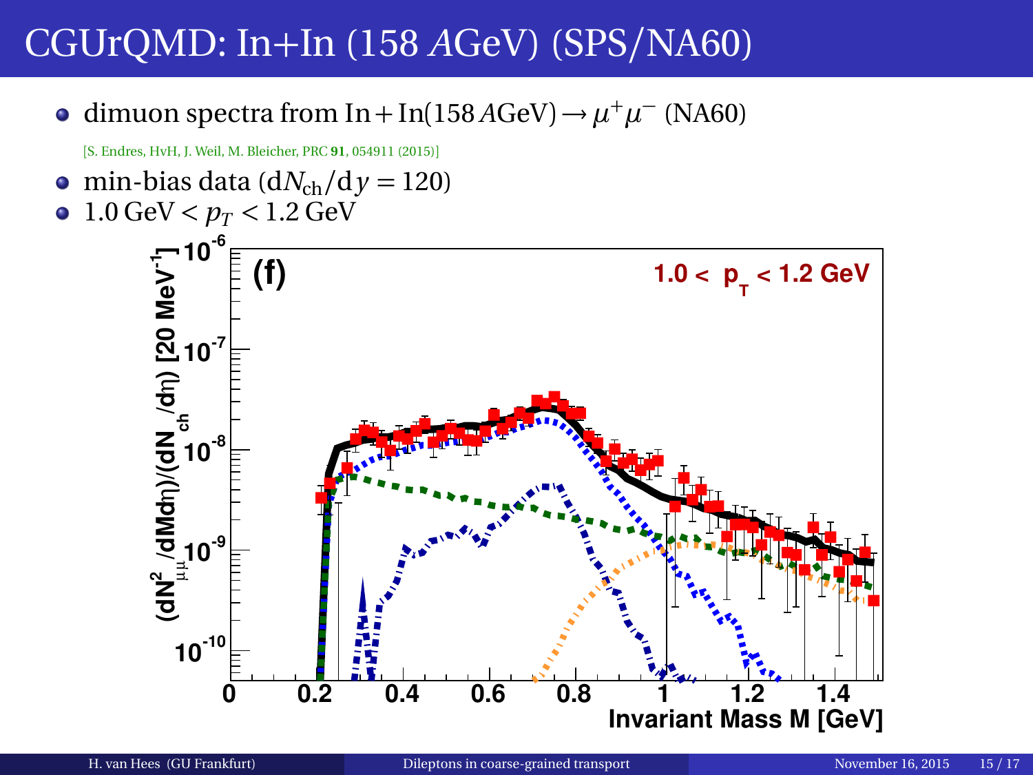# CGUrQMD: In+In (158 *A*GeV) (SPS/NA60)

- dimuon spectra from $\mathrm{In}+\mathrm{In}(158\,A\mathrm{GeV}) \rightarrow \mu^+\mu^-$ (NA60)

  [S. Endres, HvH, J. Weil, M. Bleicher, PRC **91**, 054911 (2015)]

- min-bias data ($\mathrm{d}N_{\mathrm{ch}}/\mathrm{d}y = 120$)
- $1.0\,\mathrm{GeV} < p_T < 1.2\,\mathrm{GeV}$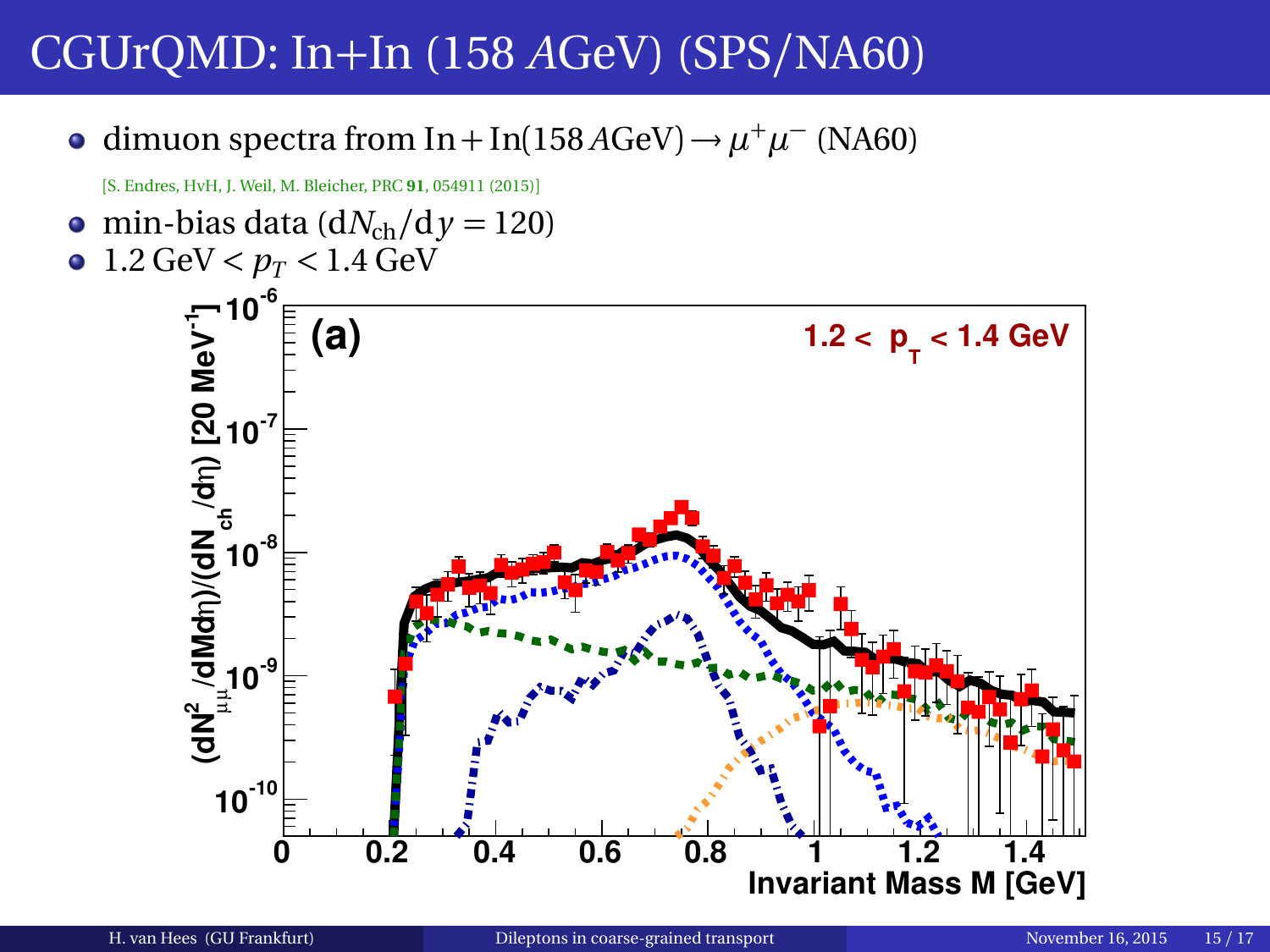# CGUrQMD: In+In (158 $A$GeV) (SPS/NA60)

- dimuon spectra from $\text{In}+\text{In}(158\,A\text{GeV}) \rightarrow \mu^+\mu^-$ (NA60)

  [S. Endres, HvH, J. Weil, M. Bleicher, PRC **91**, 054911 (2015)]

- min-bias data ($\mathrm{d}N_{\text{ch}}/\mathrm{d}y = 120$)
- $1.2\,\text{GeV} < p_T < 1.4\,\text{GeV}$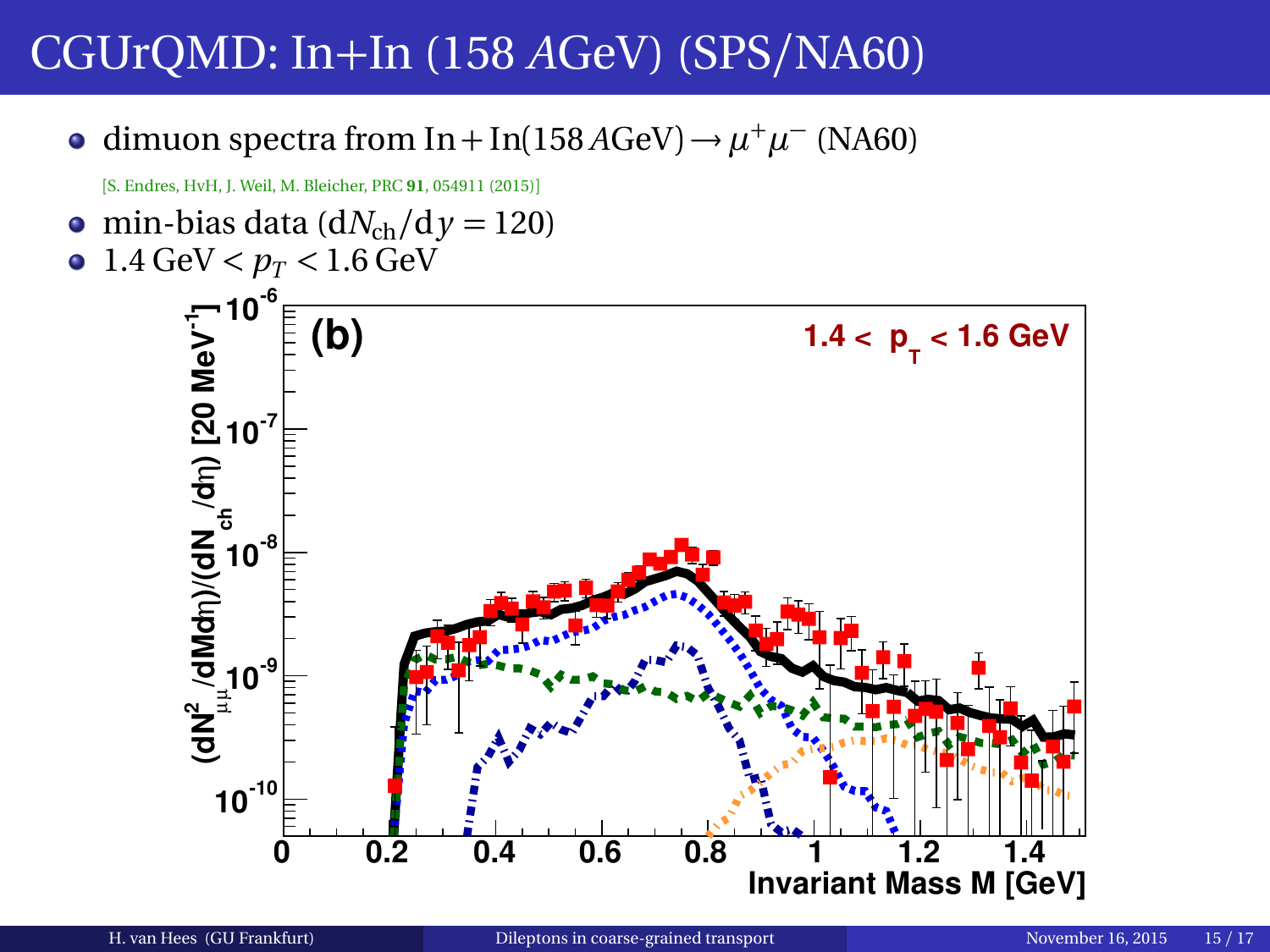# CGUrQMD: In+In (158 AGeV) (SPS/NA60)

- dimuon spectra from $\mathrm{In}+\mathrm{In}(158\,A\mathrm{GeV}) \rightarrow \mu^+\mu^-$ (NA60)

  [S. Endres, HvH, J. Weil, M. Bleicher, PRC **91**, 054911 (2015)]

- min-bias data ($\mathrm{d}N_{\mathrm{ch}}/\mathrm{d}y = 120$)
- $1.4\,\mathrm{GeV} < p_T < 1.6\,\mathrm{GeV}$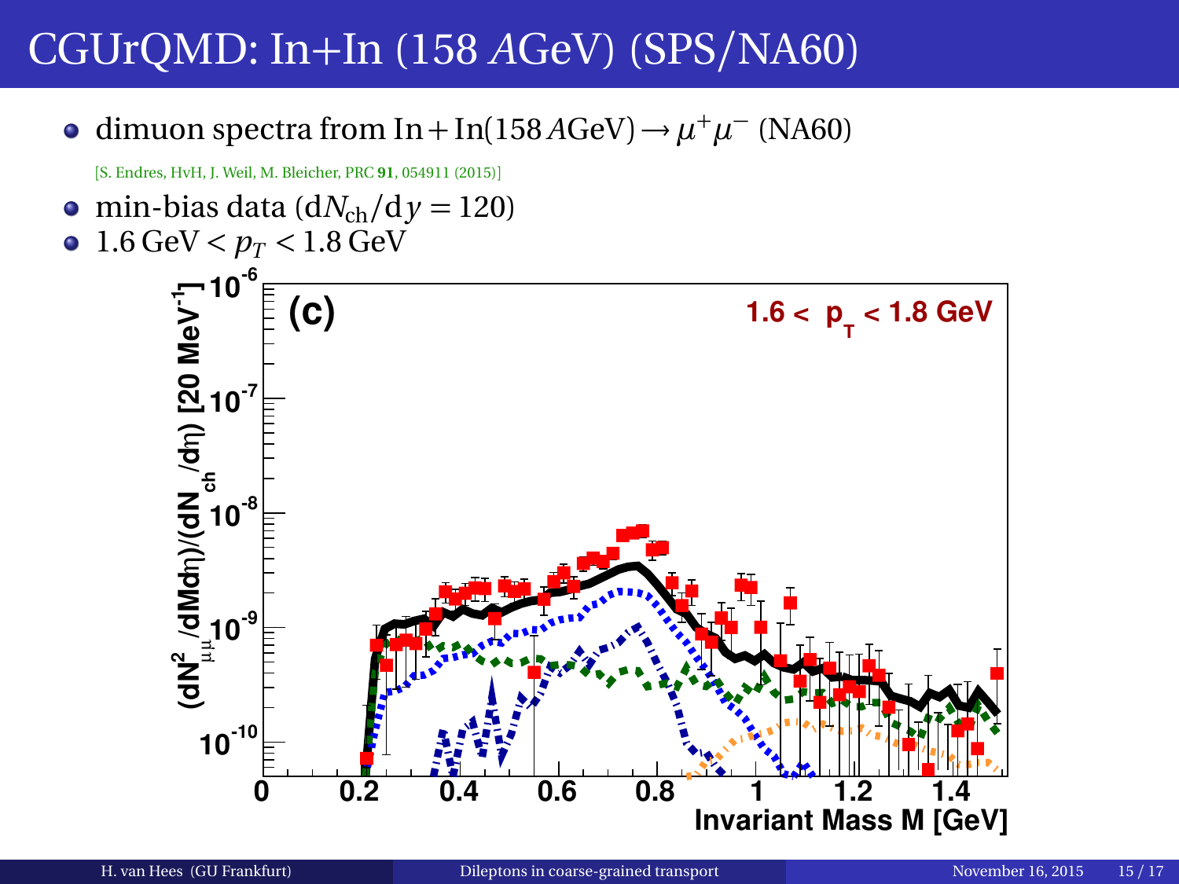# CGUrQMD: In+In (158 $A$GeV) (SPS/NA60)

- dimuon spectra from $\mathrm{In}+\mathrm{In}(158\,A\mathrm{GeV}) \rightarrow \mu^+\mu^-$ (NA60)

  [S. Endres, HvH, J. Weil, M. Bleicher, PRC **91**, 054911 (2015)]

- min-bias data ($\mathrm{d}N_{\mathrm{ch}}/\mathrm{d}y = 120$)
- $1.6\,\mathrm{GeV} < p_T < 1.8\,\mathrm{GeV}$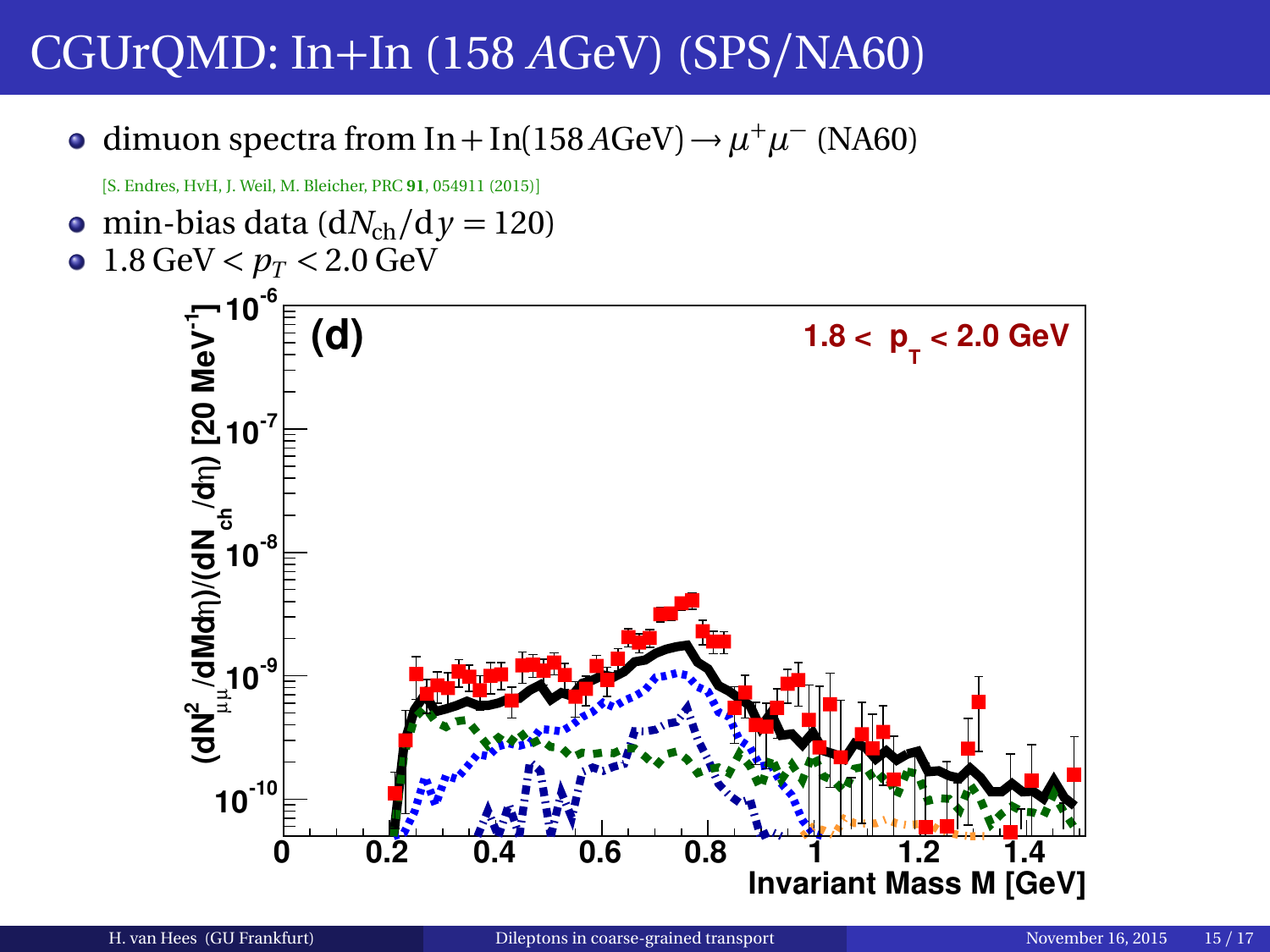# CGUrQMD: In+In (158 *A*GeV) (SPS/NA60)

- dimuon spectra from $\mathrm{In}+\mathrm{In}(158\,A\mathrm{GeV}) \rightarrow \mu^+\mu^-$ (NA60)

  [S. Endres, HvH, J. Weil, M. Bleicher, PRC **91**, 054911 (2015)]

- min-bias data ($\mathrm{d}N_{\mathrm{ch}}/\mathrm{d}y = 120$)
- $1.8\,\mathrm{GeV} < p_T < 2.0\,\mathrm{GeV}$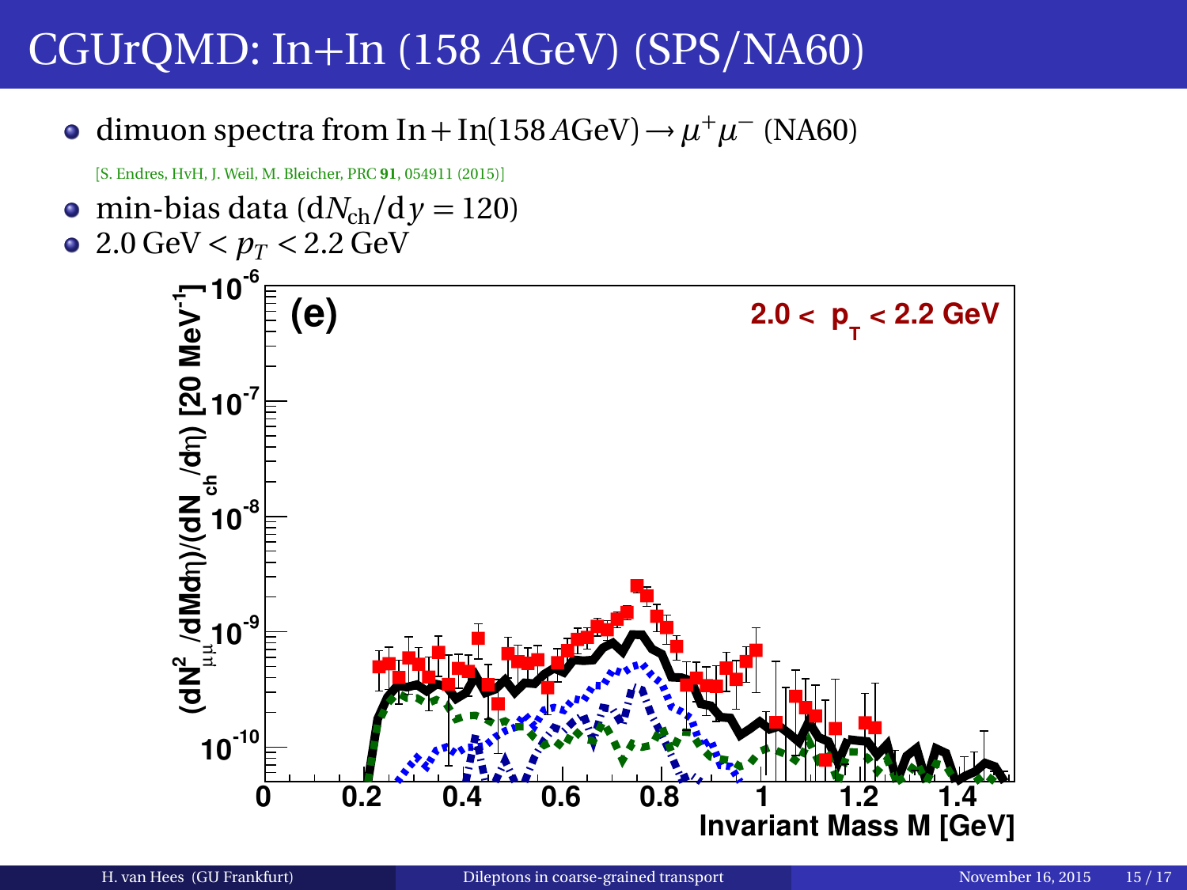# CGUrQMD: In+In (158 *A*GeV) (SPS/NA60)

- dimuon spectra from $\text{In}+\text{In}(158\,A\text{GeV}) \rightarrow \mu^+\mu^-$ (NA60)

  [S. Endres, HvH, J. Weil, M. Bleicher, PRC **91**, 054911 (2015)]

- min-bias data ($\mathrm{d}N_{\text{ch}}/\mathrm{d}y = 120$)
- $2.0\,\text{GeV} < p_T < 2.2\,\text{GeV}$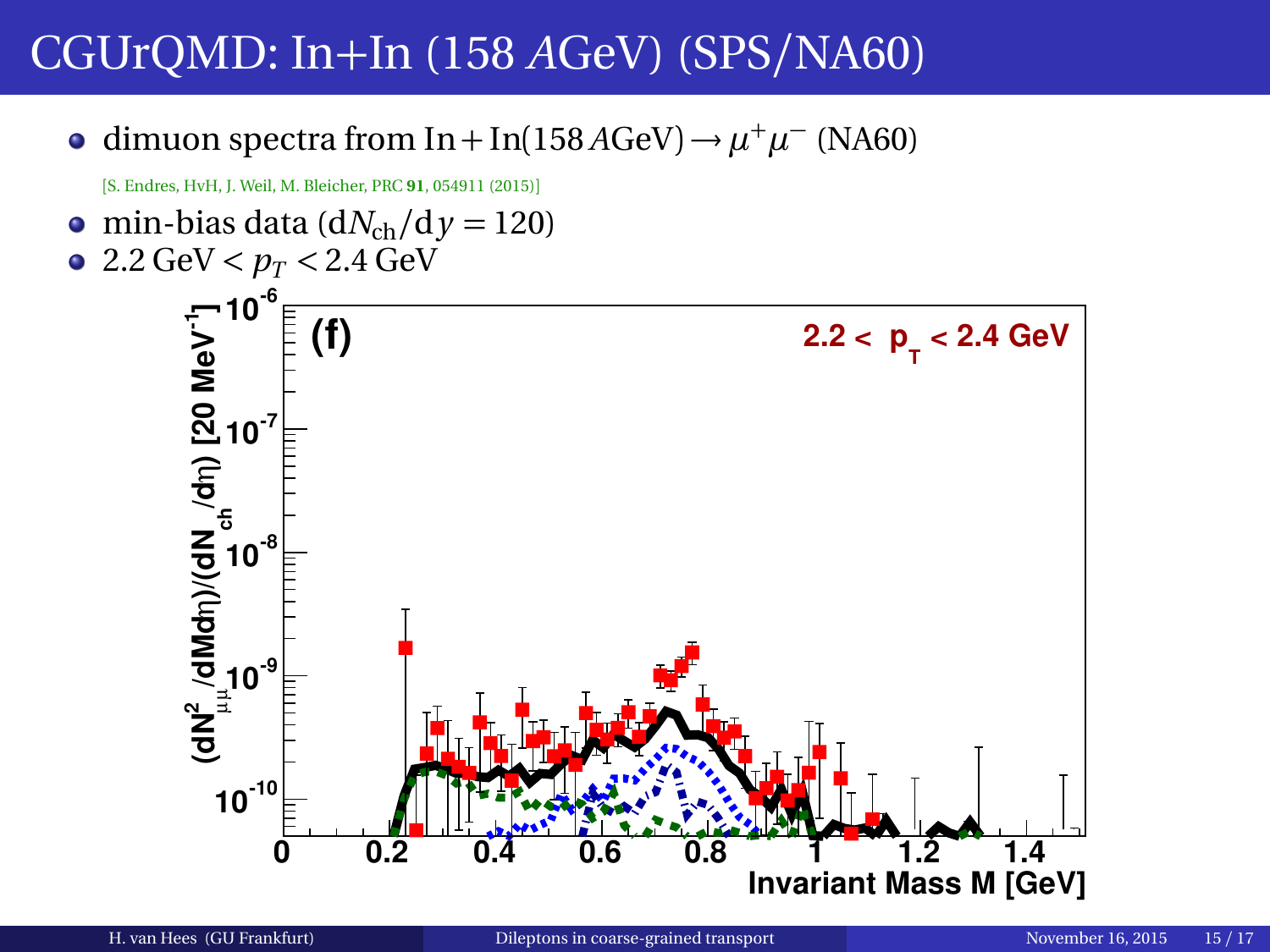# CGUrQMD: In+In (158 *A*GeV) (SPS/NA60)

- dimuon spectra from $\text{In} + \text{In}(158\,A\text{GeV}) \rightarrow \mu^+\mu^-$ (NA60)

  [S. Endres, HvH, J. Weil, M. Bleicher, PRC **91**, 054911 (2015)]

- min-bias data ($\mathrm{d}N_{\text{ch}}/\mathrm{d}y = 120$)
- $2.2\,\text{GeV} < p_T < 2.4\,\text{GeV}$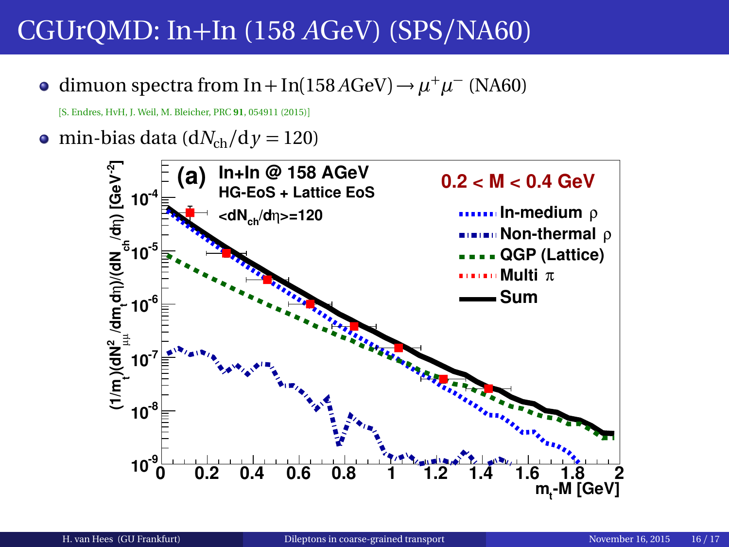# CGUrQMD: In+In (158 *A*GeV) (SPS/NA60)

- dimuon spectra from $\mathrm{In}+\mathrm{In}(158\,A\mathrm{GeV}) \rightarrow \mu^+\mu^-$ (NA60)

  [S. Endres, HvH, J. Weil, M. Bleicher, PRC **91**, 054911 (2015)]

- min-bias data ($\mathrm{d}N_{\mathrm{ch}}/\mathrm{d}y = 120$)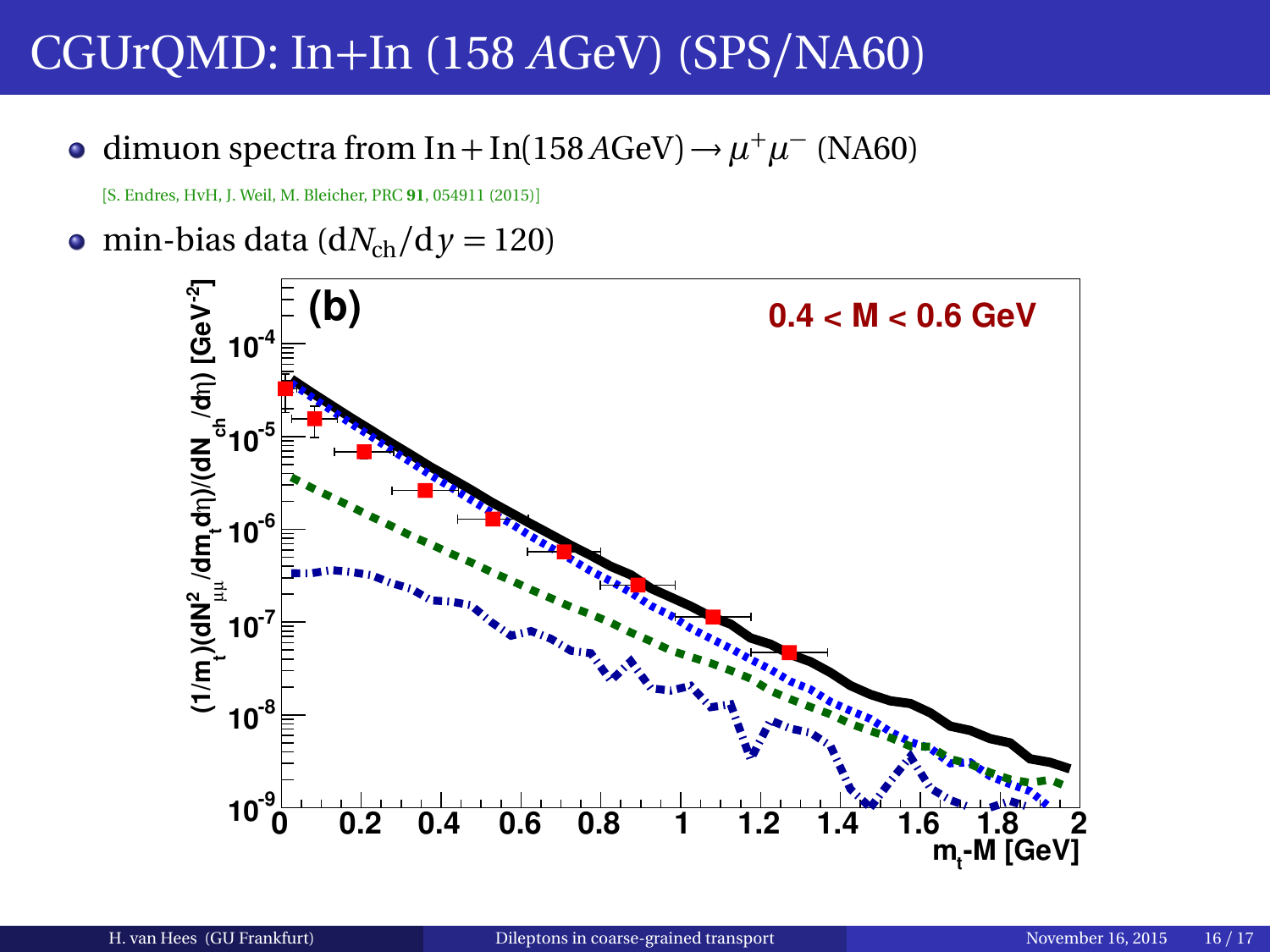# CGUrQMD: In+In (158 $A$GeV) (SPS/NA60)

- dimuon spectra from $\text{In} + \text{In}(158\,A\text{GeV}) \rightarrow \mu^+\mu^-$ (NA60)

  [S. Endres, HvH, J. Weil, M. Bleicher, PRC **91**, 054911 (2015)]

- min-bias data ($\mathrm{d}N_{\text{ch}}/\mathrm{d}y = 120$)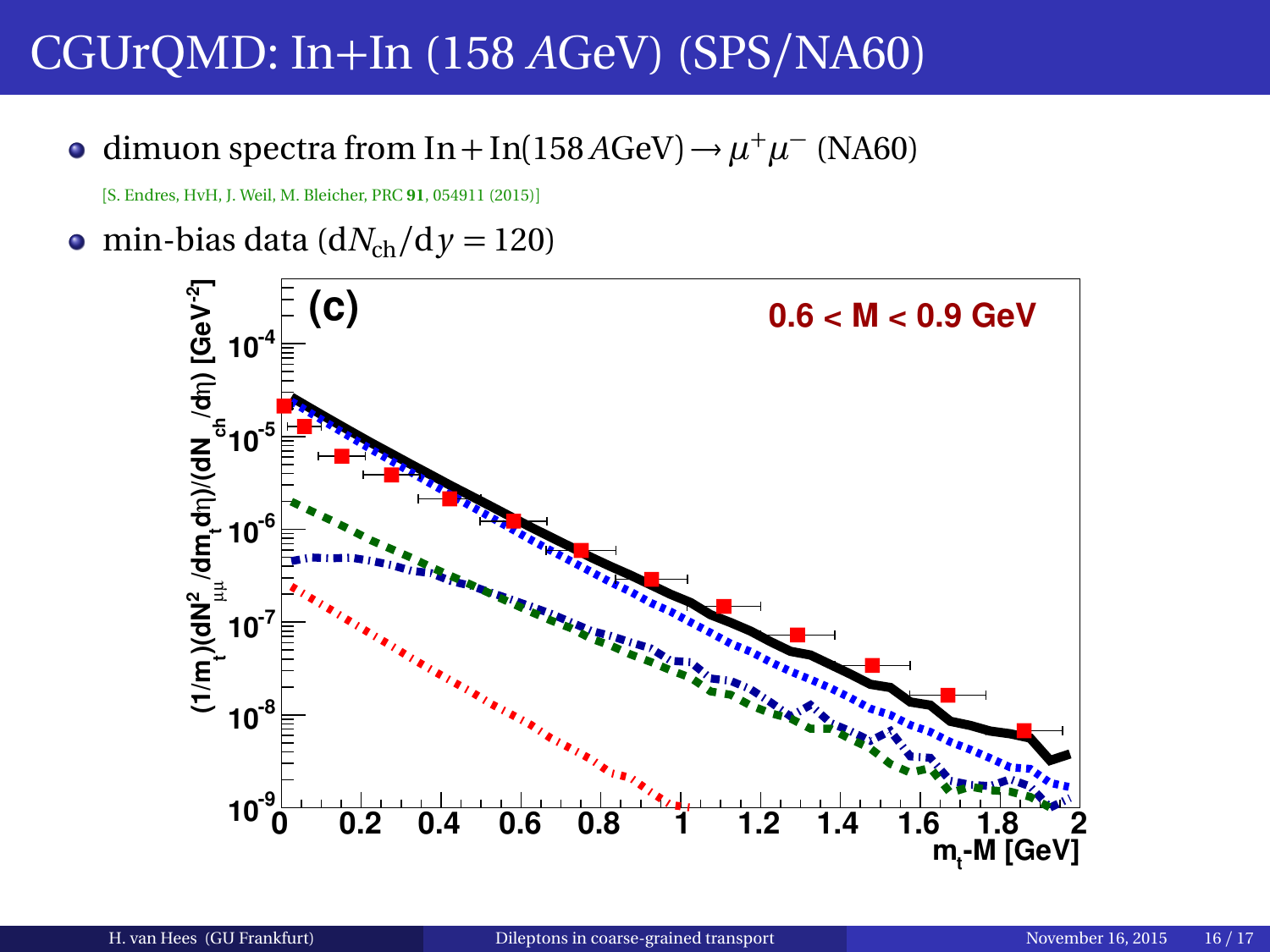# CGUrQMD: In+In (158 $A$GeV) (SPS/NA60)

- dimuon spectra from $\text{In} + \text{In}(158\,A\text{GeV}) \rightarrow \mu^+\mu^-$ (NA60)

  [S. Endres, HvH, J. Weil, M. Bleicher, PRC **91**, 054911 (2015)]

- min-bias data ($\mathrm{d}N_{\text{ch}}/\mathrm{d}y = 120$)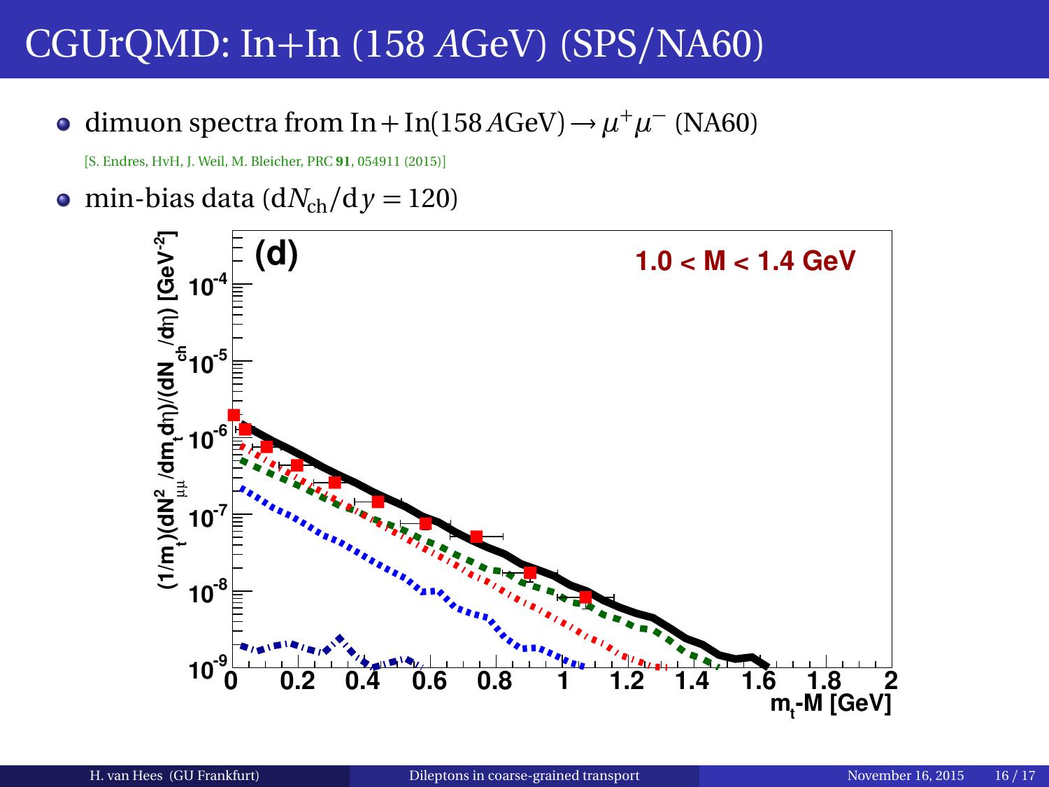# CGUrQMD: In+In (158 *A*GeV) (SPS/NA60)

- dimuon spectra from $\mathrm{In}+\mathrm{In}(158\,A\mathrm{GeV}) \rightarrow \mu^+\mu^-$ (NA60)

  [S. Endres, HvH, J. Weil, M. Bleicher, PRC **91**, 054911 (2015)]

- min-bias data ($\mathrm{d}N_{\mathrm{ch}}/\mathrm{d}y = 120$)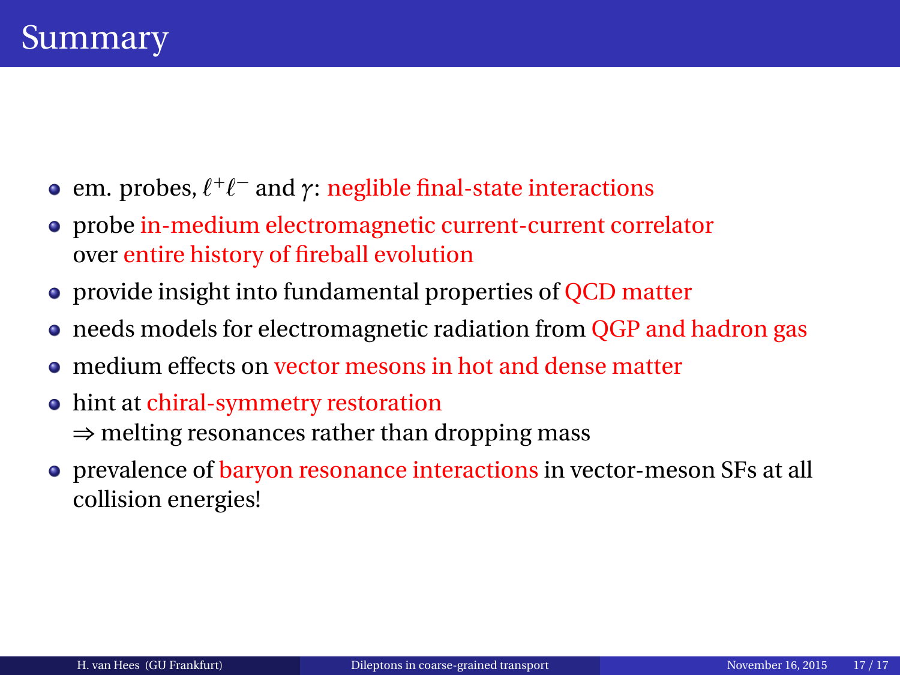# Summary

- em. probes, $\ell^+\ell^-$ and $\gamma$: neglible final-state interactions
- probe in-medium electromagnetic current-current correlator over entire history of fireball evolution
- provide insight into fundamental properties of QCD matter
- needs models for electromagnetic radiation from QGP and hadron gas
- medium effects on vector mesons in hot and dense matter
- hint at chiral-symmetry restoration
  $\Rightarrow$ melting resonances rather than dropping mass
- prevalence of baryon resonance interactions in vector-meson SFs at all collision energies!